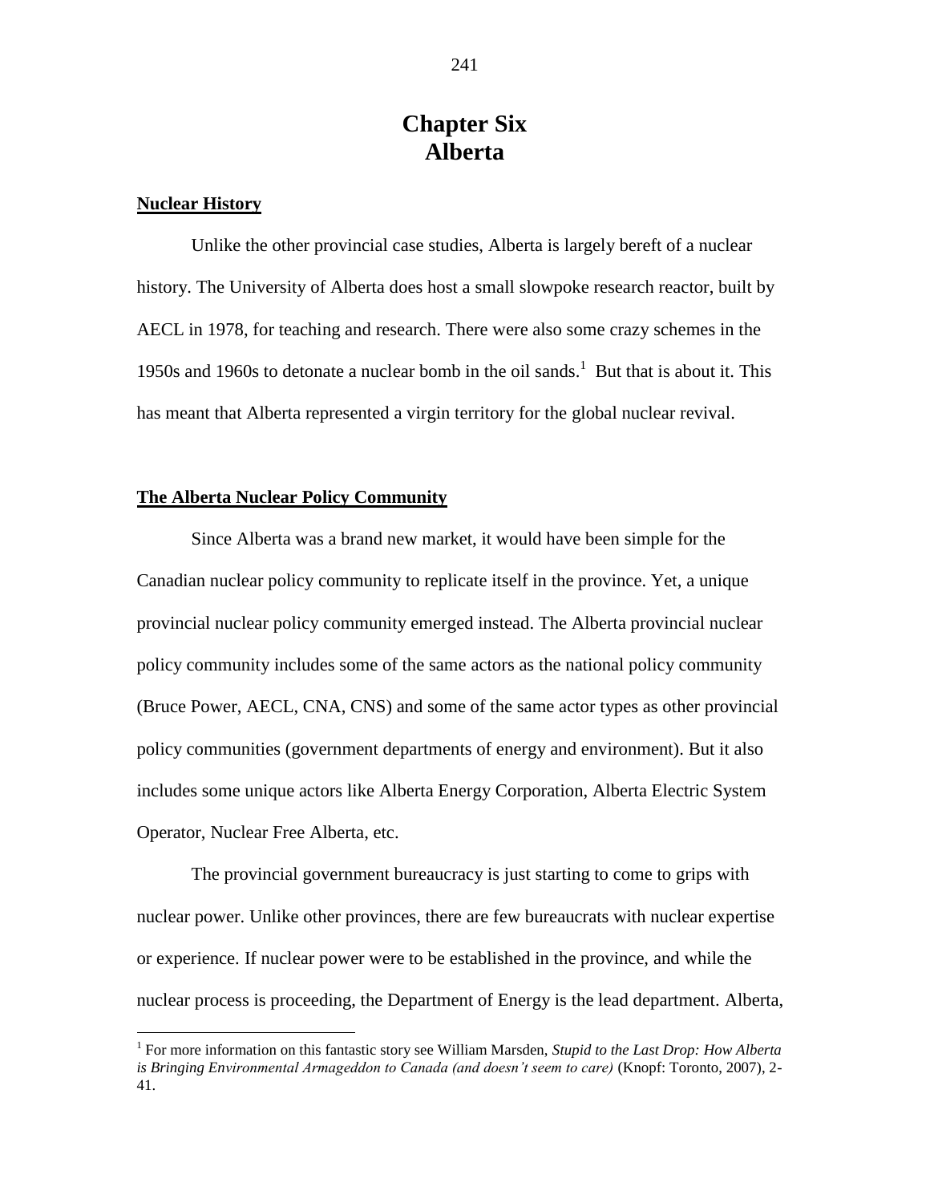# Chapter Six
# Alberta

## Nuclear History

Unlike the other provincial case studies, Alberta is largely bereft of a nuclear history. The University of Alberta does host a small slowpoke research reactor, built by AECL in 1978, for teaching and research. There were also some crazy schemes in the 1950s and 1960s to detonate a nuclear bomb in the oil sands.[1] But that is about it. This has meant that Alberta represented a virgin territory for the global nuclear revival.

## The Alberta Nuclear Policy Community

Since Alberta was a brand new market, it would have been simple for the Canadian nuclear policy community to replicate itself in the province. Yet, a unique provincial nuclear policy community emerged instead. The Alberta provincial nuclear policy community includes some of the same actors as the national policy community (Bruce Power, AECL, CNA, CNS) and some of the same actor types as other provincial policy communities (government departments of energy and environment). But it also includes some unique actors like Alberta Energy Corporation, Alberta Electric System Operator, Nuclear Free Alberta, etc.

The provincial government bureaucracy is just starting to come to grips with nuclear power. Unlike other provinces, there are few bureaucrats with nuclear expertise or experience. If nuclear power were to be established in the province, and while the nuclear process is proceeding, the Department of Energy is the lead department. Alberta,

---

[1] For more information on this fantastic story see William Marsden, *Stupid to the Last Drop: How Alberta is Bringing Environmental Armageddon to Canada (and doesn't seem to care)* (Knopf: Toronto, 2007), 2-41.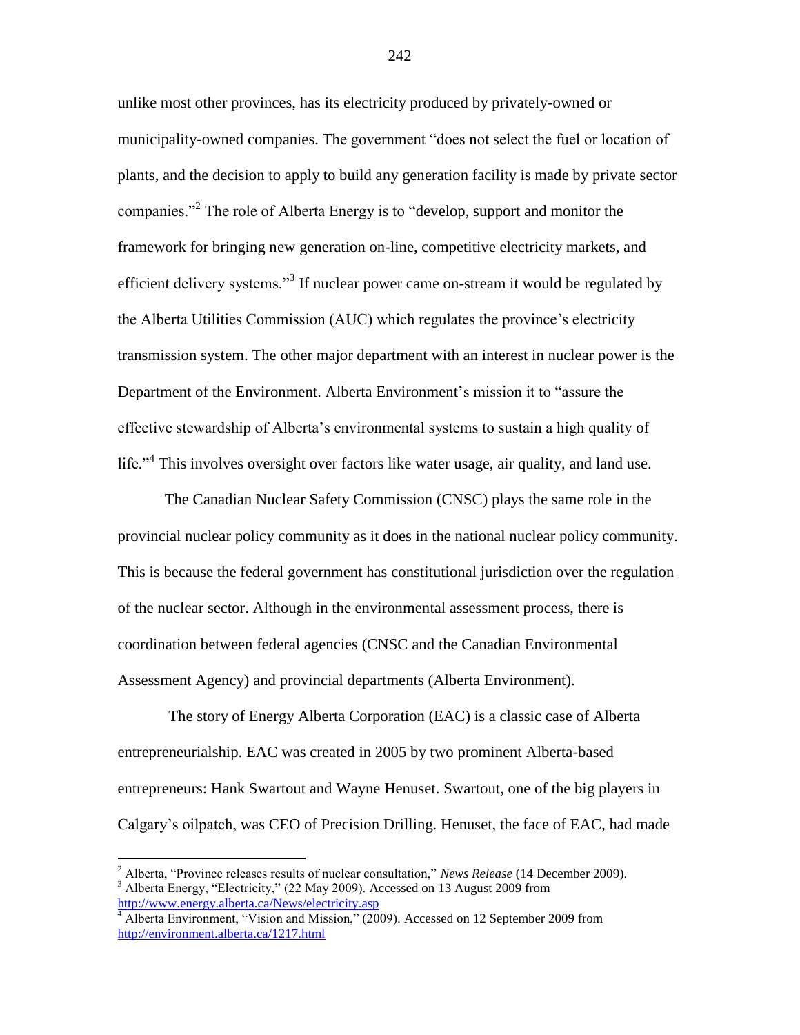unlike most other provinces, has its electricity produced by privately-owned or municipality-owned companies. The government "does not select the fuel or location of plants, and the decision to apply to build any generation facility is made by private sector companies."[2] The role of Alberta Energy is to "develop, support and monitor the framework for bringing new generation on-line, competitive electricity markets, and efficient delivery systems."[3] If nuclear power came on-stream it would be regulated by the Alberta Utilities Commission (AUC) which regulates the province's electricity transmission system. The other major department with an interest in nuclear power is the Department of the Environment. Alberta Environment's mission it to "assure the effective stewardship of Alberta's environmental systems to sustain a high quality of life."[4] This involves oversight over factors like water usage, air quality, and land use.

The Canadian Nuclear Safety Commission (CNSC) plays the same role in the provincial nuclear policy community as it does in the national nuclear policy community. This is because the federal government has constitutional jurisdiction over the regulation of the nuclear sector. Although in the environmental assessment process, there is coordination between federal agencies (CNSC and the Canadian Environmental Assessment Agency) and provincial departments (Alberta Environment).

The story of Energy Alberta Corporation (EAC) is a classic case of Alberta entrepreneurialship. EAC was created in 2005 by two prominent Alberta-based entrepreneurs: Hank Swartout and Wayne Henuset. Swartout, one of the big players in Calgary's oilpatch, was CEO of Precision Drilling. Henuset, the face of EAC, had made

---

[2] Alberta, "Province releases results of nuclear consultation," *News Release* (14 December 2009).

[3] Alberta Energy, "Electricity," (22 May 2009). Accessed on 13 August 2009 from http://www.energy.alberta.ca/News/electricity.asp

[4] Alberta Environment, "Vision and Mission," (2009). Accessed on 12 September 2009 from http://environment.alberta.ca/1217.html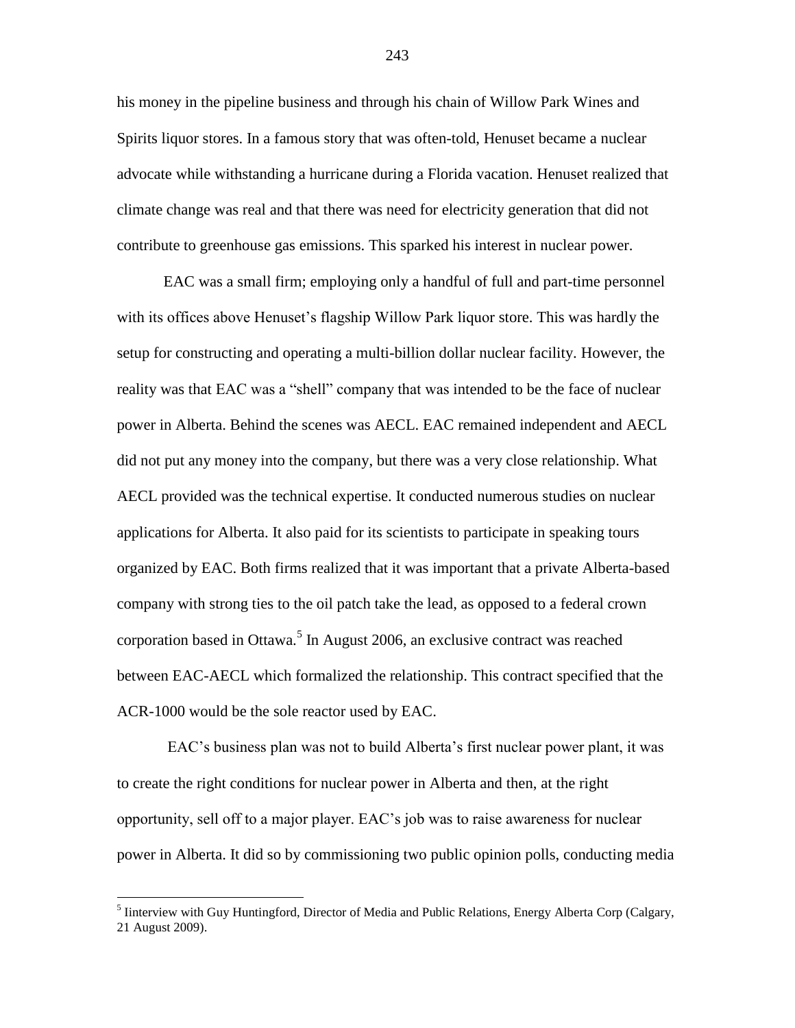his money in the pipeline business and through his chain of Willow Park Wines and Spirits liquor stores. In a famous story that was often-told, Henuset became a nuclear advocate while withstanding a hurricane during a Florida vacation. Henuset realized that climate change was real and that there was need for electricity generation that did not contribute to greenhouse gas emissions. This sparked his interest in nuclear power.

EAC was a small firm; employing only a handful of full and part-time personnel with its offices above Henuset's flagship Willow Park liquor store. This was hardly the setup for constructing and operating a multi-billion dollar nuclear facility. However, the reality was that EAC was a "shell" company that was intended to be the face of nuclear power in Alberta. Behind the scenes was AECL. EAC remained independent and AECL did not put any money into the company, but there was a very close relationship. What AECL provided was the technical expertise. It conducted numerous studies on nuclear applications for Alberta. It also paid for its scientists to participate in speaking tours organized by EAC. Both firms realized that it was important that a private Alberta-based company with strong ties to the oil patch take the lead, as opposed to a federal crown corporation based in Ottawa.[5] In August 2006, an exclusive contract was reached between EAC-AECL which formalized the relationship. This contract specified that the ACR-1000 would be the sole reactor used by EAC.

EAC's business plan was not to build Alberta's first nuclear power plant, it was to create the right conditions for nuclear power in Alberta and then, at the right opportunity, sell off to a major player. EAC's job was to raise awareness for nuclear power in Alberta. It did so by commissioning two public opinion polls, conducting media

[5] Iinterview with Guy Huntingford, Director of Media and Public Relations, Energy Alberta Corp (Calgary, 21 August 2009).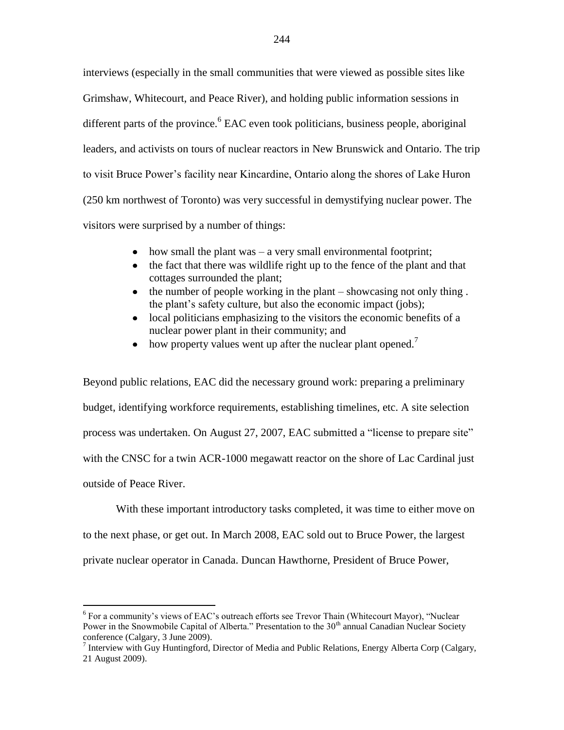interviews (especially in the small communities that were viewed as possible sites like Grimshaw, Whitecourt, and Peace River), and holding public information sessions in different parts of the province.[6] EAC even took politicians, business people, aboriginal leaders, and activists on tours of nuclear reactors in New Brunswick and Ontario. The trip to visit Bruce Power's facility near Kincardine, Ontario along the shores of Lake Huron (250 km northwest of Toronto) was very successful in demystifying nuclear power. The visitors were surprised by a number of things:

- how small the plant was – a very small environmental footprint;
- the fact that there was wildlife right up to the fence of the plant and that cottages surrounded the plant;
- the number of people working in the plant – showcasing not only thing . the plant's safety culture, but also the economic impact (jobs);
- local politicians emphasizing to the visitors the economic benefits of a nuclear power plant in their community; and
- how property values went up after the nuclear plant opened.[7]

Beyond public relations, EAC did the necessary ground work: preparing a preliminary budget, identifying workforce requirements, establishing timelines, etc. A site selection process was undertaken. On August 27, 2007, EAC submitted a "license to prepare site" with the CNSC for a twin ACR-1000 megawatt reactor on the shore of Lac Cardinal just outside of Peace River.

With these important introductory tasks completed, it was time to either move on to the next phase, or get out. In March 2008, EAC sold out to Bruce Power, the largest private nuclear operator in Canada. Duncan Hawthorne, President of Bruce Power,

---

[6] For a community's views of EAC's outreach efforts see Trevor Thain (Whitecourt Mayor), "Nuclear Power in the Snowmobile Capital of Alberta." Presentation to the 30th annual Canadian Nuclear Society conference (Calgary, 3 June 2009).

[7] Interview with Guy Huntingford, Director of Media and Public Relations, Energy Alberta Corp (Calgary, 21 August 2009).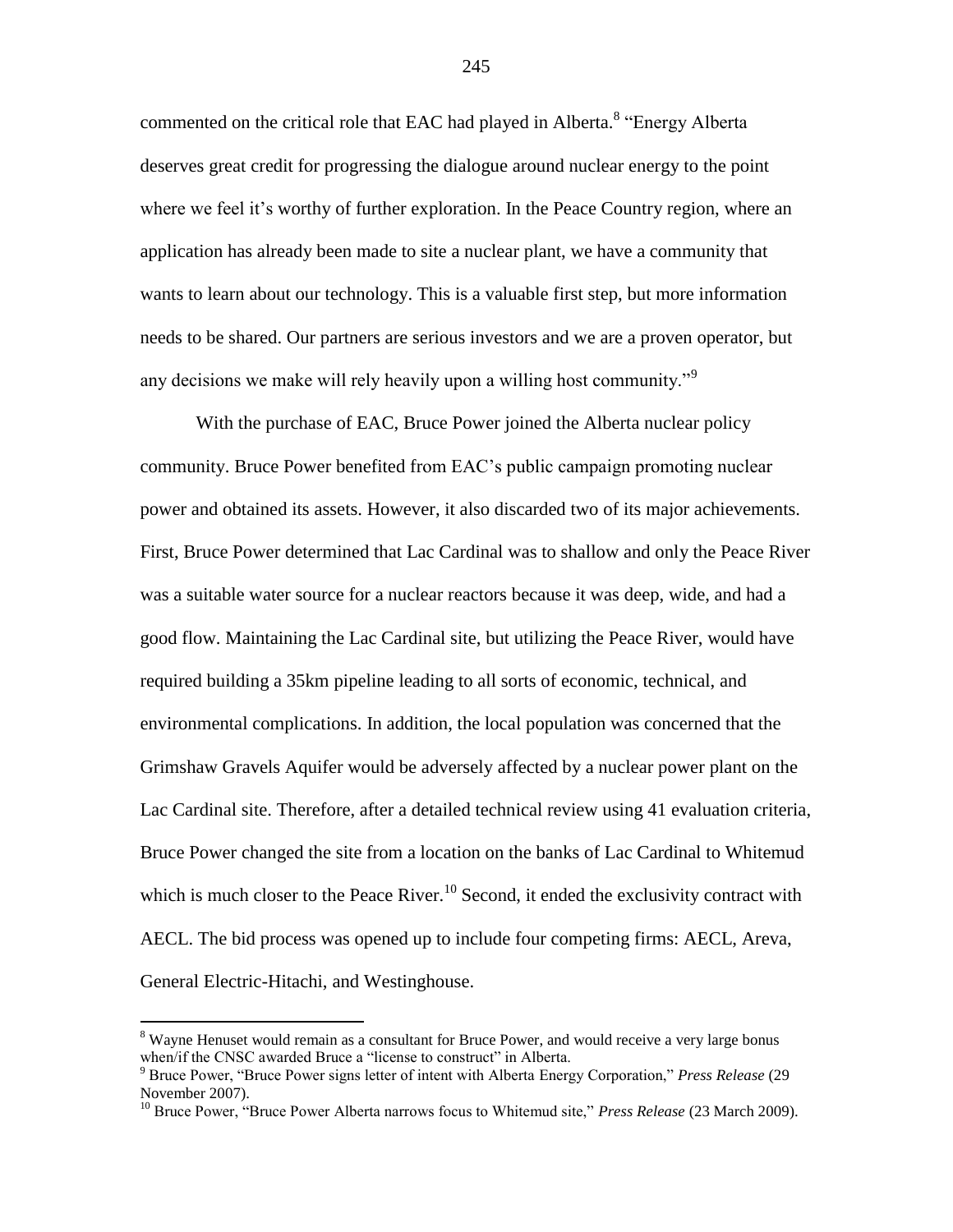commented on the critical role that EAC had played in Alberta.[8] "Energy Alberta deserves great credit for progressing the dialogue around nuclear energy to the point where we feel it's worthy of further exploration. In the Peace Country region, where an application has already been made to site a nuclear plant, we have a community that wants to learn about our technology. This is a valuable first step, but more information needs to be shared. Our partners are serious investors and we are a proven operator, but any decisions we make will rely heavily upon a willing host community."[9]

With the purchase of EAC, Bruce Power joined the Alberta nuclear policy community. Bruce Power benefited from EAC's public campaign promoting nuclear power and obtained its assets. However, it also discarded two of its major achievements. First, Bruce Power determined that Lac Cardinal was to shallow and only the Peace River was a suitable water source for a nuclear reactors because it was deep, wide, and had a good flow. Maintaining the Lac Cardinal site, but utilizing the Peace River, would have required building a 35km pipeline leading to all sorts of economic, technical, and environmental complications. In addition, the local population was concerned that the Grimshaw Gravels Aquifer would be adversely affected by a nuclear power plant on the Lac Cardinal site. Therefore, after a detailed technical review using 41 evaluation criteria, Bruce Power changed the site from a location on the banks of Lac Cardinal to Whitemud which is much closer to the Peace River.[10] Second, it ended the exclusivity contract with AECL. The bid process was opened up to include four competing firms: AECL, Areva, General Electric-Hitachi, and Westinghouse.

---

[8] Wayne Henuset would remain as a consultant for Bruce Power, and would receive a very large bonus when/if the CNSC awarded Bruce a "license to construct" in Alberta.

[9] Bruce Power, "Bruce Power signs letter of intent with Alberta Energy Corporation," *Press Release* (29 November 2007).

[10] Bruce Power, "Bruce Power Alberta narrows focus to Whitemud site," *Press Release* (23 March 2009).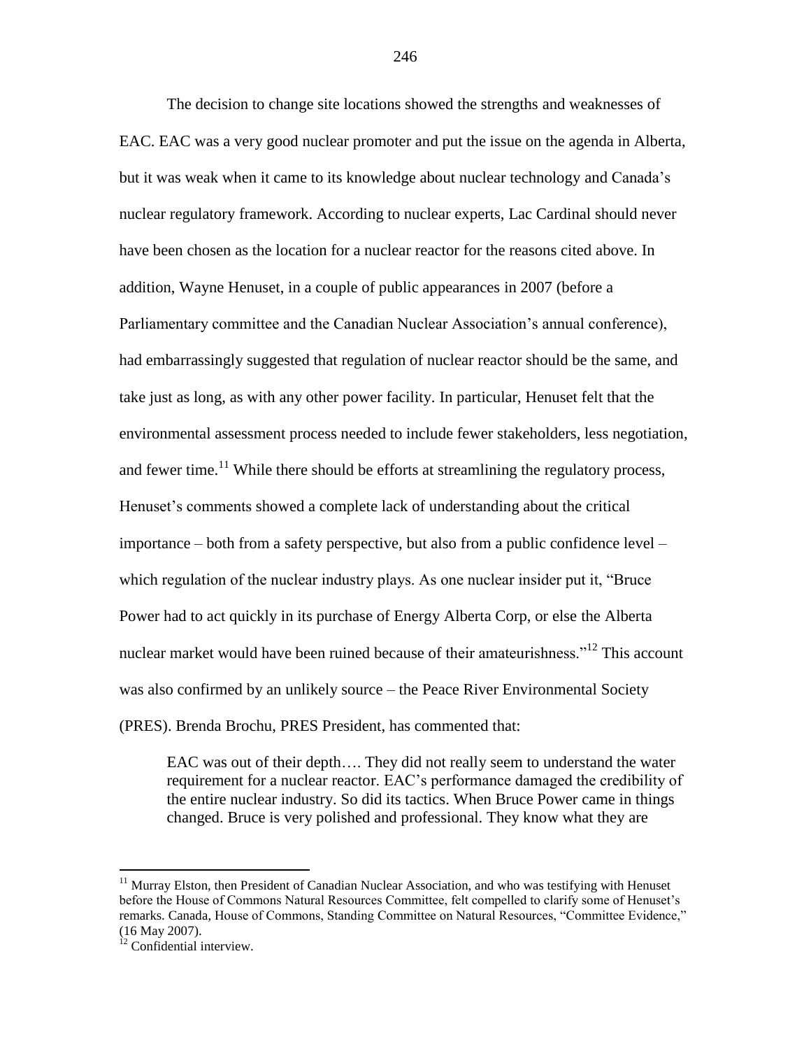The decision to change site locations showed the strengths and weaknesses of EAC. EAC was a very good nuclear promoter and put the issue on the agenda in Alberta, but it was weak when it came to its knowledge about nuclear technology and Canada's nuclear regulatory framework. According to nuclear experts, Lac Cardinal should never have been chosen as the location for a nuclear reactor for the reasons cited above. In addition, Wayne Henuset, in a couple of public appearances in 2007 (before a Parliamentary committee and the Canadian Nuclear Association's annual conference), had embarrassingly suggested that regulation of nuclear reactor should be the same, and take just as long, as with any other power facility. In particular, Henuset felt that the environmental assessment process needed to include fewer stakeholders, less negotiation, and fewer time.[11] While there should be efforts at streamlining the regulatory process, Henuset's comments showed a complete lack of understanding about the critical importance – both from a safety perspective, but also from a public confidence level – which regulation of the nuclear industry plays. As one nuclear insider put it, "Bruce Power had to act quickly in its purchase of Energy Alberta Corp, or else the Alberta nuclear market would have been ruined because of their amateurishness."[12] This account was also confirmed by an unlikely source – the Peace River Environmental Society (PRES). Brenda Brochu, PRES President, has commented that:

> EAC was out of their depth…. They did not really seem to understand the water requirement for a nuclear reactor. EAC's performance damaged the credibility of the entire nuclear industry. So did its tactics. When Bruce Power came in things changed. Bruce is very polished and professional. They know what they are

---

[11] Murray Elston, then President of Canadian Nuclear Association, and who was testifying with Henuset before the House of Commons Natural Resources Committee, felt compelled to clarify some of Henuset's remarks. Canada, House of Commons, Standing Committee on Natural Resources, "Committee Evidence," (16 May 2007).

[12] Confidential interview.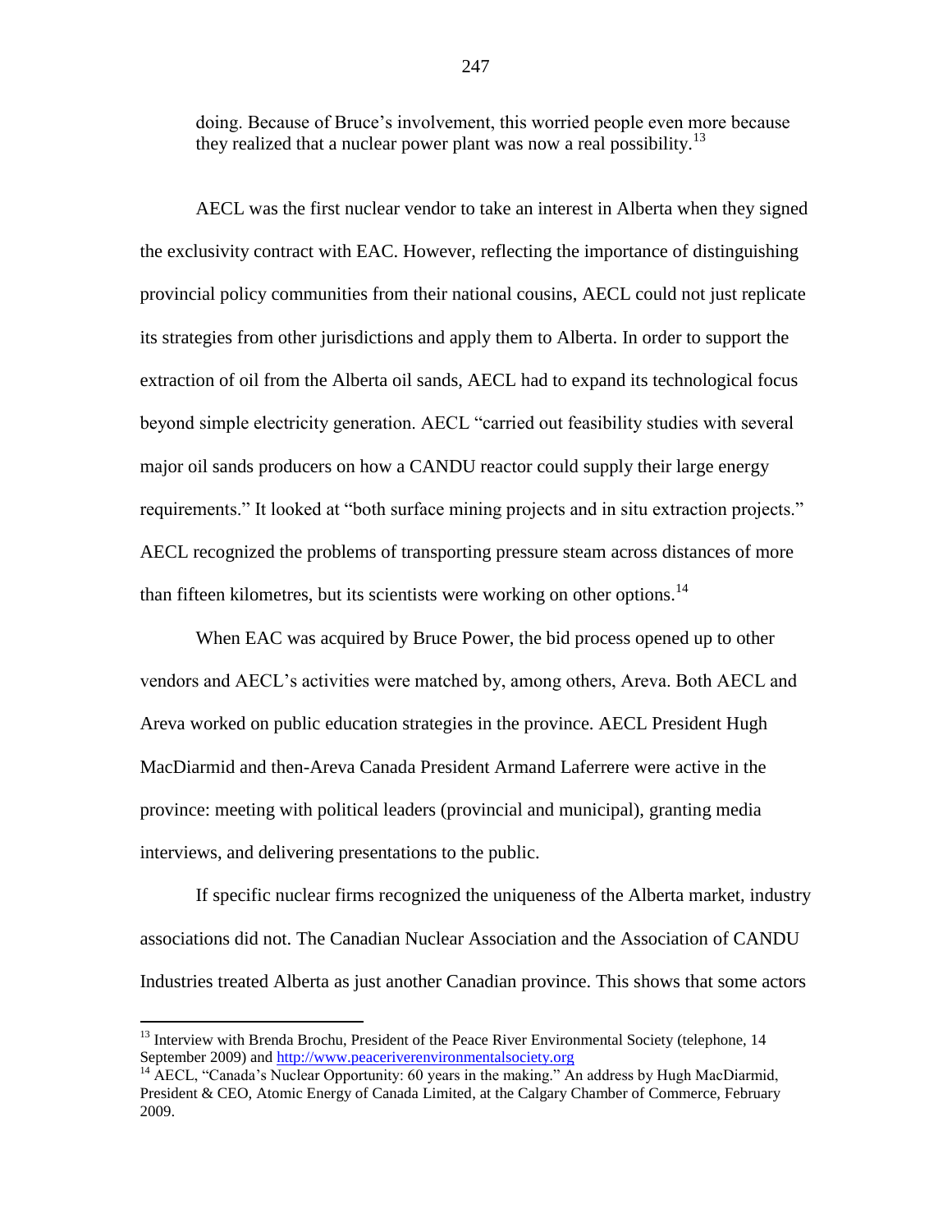doing. Because of Bruce's involvement, this worried people even more because they realized that a nuclear power plant was now a real possibility.[13]

AECL was the first nuclear vendor to take an interest in Alberta when they signed the exclusivity contract with EAC. However, reflecting the importance of distinguishing provincial policy communities from their national cousins, AECL could not just replicate its strategies from other jurisdictions and apply them to Alberta. In order to support the extraction of oil from the Alberta oil sands, AECL had to expand its technological focus beyond simple electricity generation. AECL "carried out feasibility studies with several major oil sands producers on how a CANDU reactor could supply their large energy requirements." It looked at "both surface mining projects and in situ extraction projects." AECL recognized the problems of transporting pressure steam across distances of more than fifteen kilometres, but its scientists were working on other options.[14]

When EAC was acquired by Bruce Power, the bid process opened up to other vendors and AECL's activities were matched by, among others, Areva. Both AECL and Areva worked on public education strategies in the province. AECL President Hugh MacDiarmid and then-Areva Canada President Armand Laferrere were active in the province: meeting with political leaders (provincial and municipal), granting media interviews, and delivering presentations to the public.

If specific nuclear firms recognized the uniqueness of the Alberta market, industry associations did not. The Canadian Nuclear Association and the Association of CANDU Industries treated Alberta as just another Canadian province. This shows that some actors

---

[13] Interview with Brenda Brochu, President of the Peace River Environmental Society (telephone, 14 September 2009) and http://www.peaceriverenvironmentalsociety.org

[14] AECL, "Canada's Nuclear Opportunity: 60 years in the making." An address by Hugh MacDiarmid, President & CEO, Atomic Energy of Canada Limited, at the Calgary Chamber of Commerce, February 2009.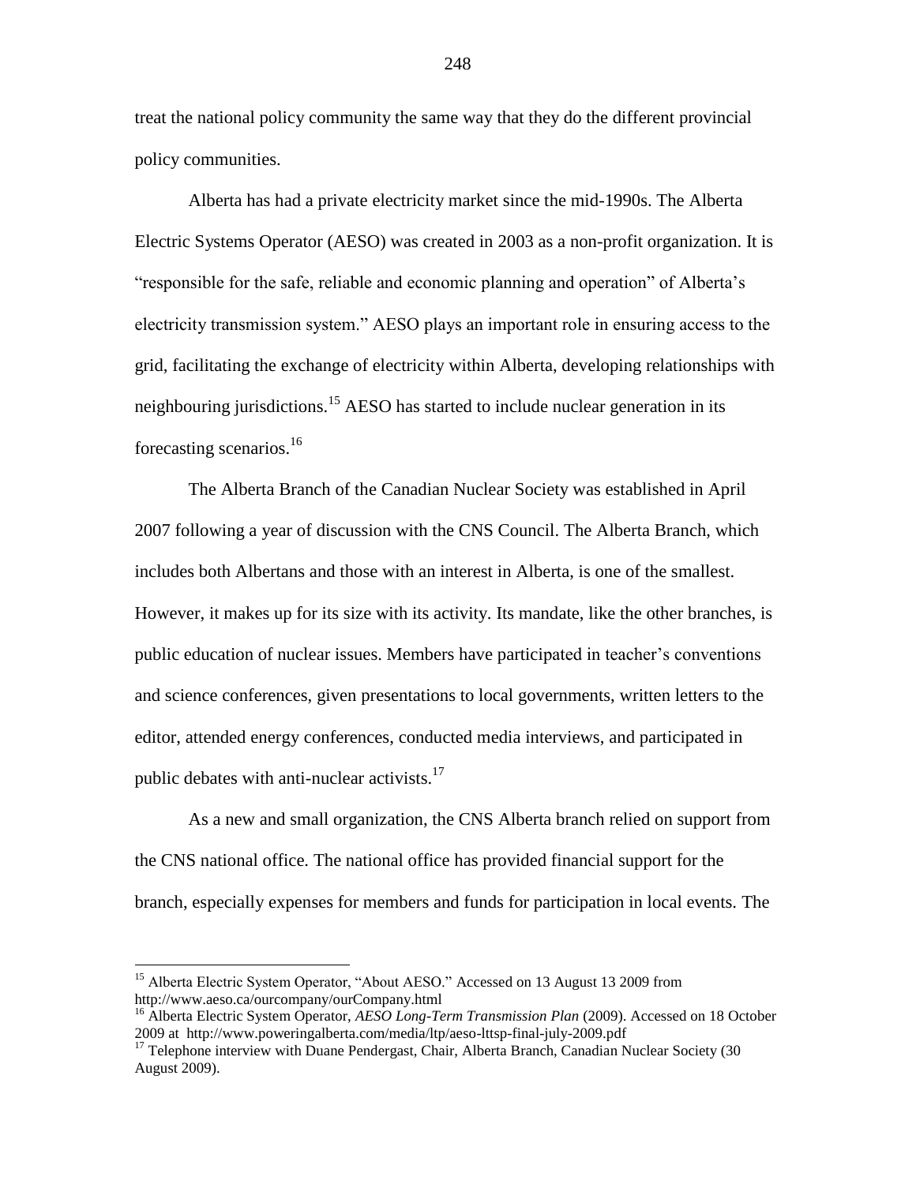treat the national policy community the same way that they do the different provincial policy communities.

Alberta has had a private electricity market since the mid-1990s. The Alberta Electric Systems Operator (AESO) was created in 2003 as a non-profit organization. It is "responsible for the safe, reliable and economic planning and operation" of Alberta's electricity transmission system." AESO plays an important role in ensuring access to the grid, facilitating the exchange of electricity within Alberta, developing relationships with neighbouring jurisdictions.[15] AESO has started to include nuclear generation in its forecasting scenarios.[16]

The Alberta Branch of the Canadian Nuclear Society was established in April 2007 following a year of discussion with the CNS Council. The Alberta Branch, which includes both Albertans and those with an interest in Alberta, is one of the smallest. However, it makes up for its size with its activity. Its mandate, like the other branches, is public education of nuclear issues. Members have participated in teacher's conventions and science conferences, given presentations to local governments, written letters to the editor, attended energy conferences, conducted media interviews, and participated in public debates with anti-nuclear activists.[17]

As a new and small organization, the CNS Alberta branch relied on support from the CNS national office. The national office has provided financial support for the branch, especially expenses for members and funds for participation in local events. The

---

[15] Alberta Electric System Operator, "About AESO." Accessed on 13 August 13 2009 from http://www.aeso.ca/ourcompany/ourCompany.html

[16] Alberta Electric System Operator, *AESO Long-Term Transmission Plan* (2009). Accessed on 18 October 2009 at http://www.poweringalberta.com/media/ltp/aeso-lttsp-final-july-2009.pdf

[17] Telephone interview with Duane Pendergast, Chair, Alberta Branch, Canadian Nuclear Society (30 August 2009).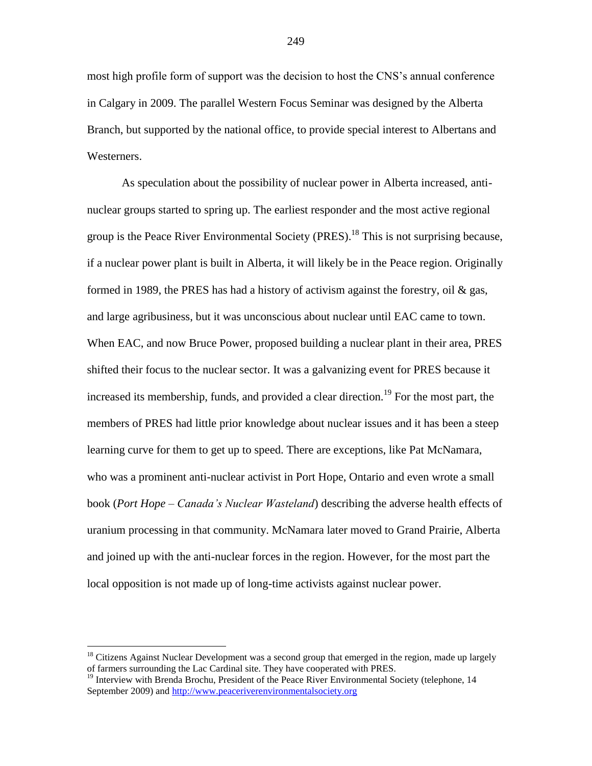most high profile form of support was the decision to host the CNS's annual conference in Calgary in 2009. The parallel Western Focus Seminar was designed by the Alberta Branch, but supported by the national office, to provide special interest to Albertans and Westerners.

As speculation about the possibility of nuclear power in Alberta increased, anti-nuclear groups started to spring up. The earliest responder and the most active regional group is the Peace River Environmental Society (PRES).[18] This is not surprising because, if a nuclear power plant is built in Alberta, it will likely be in the Peace region. Originally formed in 1989, the PRES has had a history of activism against the forestry, oil & gas, and large agribusiness, but it was unconscious about nuclear until EAC came to town. When EAC, and now Bruce Power, proposed building a nuclear plant in their area, PRES shifted their focus to the nuclear sector. It was a galvanizing event for PRES because it increased its membership, funds, and provided a clear direction.[19] For the most part, the members of PRES had little prior knowledge about nuclear issues and it has been a steep learning curve for them to get up to speed. There are exceptions, like Pat McNamara, who was a prominent anti-nuclear activist in Port Hope, Ontario and even wrote a small book (*Port Hope – Canada's Nuclear Wasteland*) describing the adverse health effects of uranium processing in that community. McNamara later moved to Grand Prairie, Alberta and joined up with the anti-nuclear forces in the region. However, for the most part the local opposition is not made up of long-time activists against nuclear power.

---

[18] Citizens Against Nuclear Development was a second group that emerged in the region, made up largely of farmers surrounding the Lac Cardinal site. They have cooperated with PRES.

[19] Interview with Brenda Brochu, President of the Peace River Environmental Society (telephone, 14 September 2009) and http://www.peaceriverenvironmentalsociety.org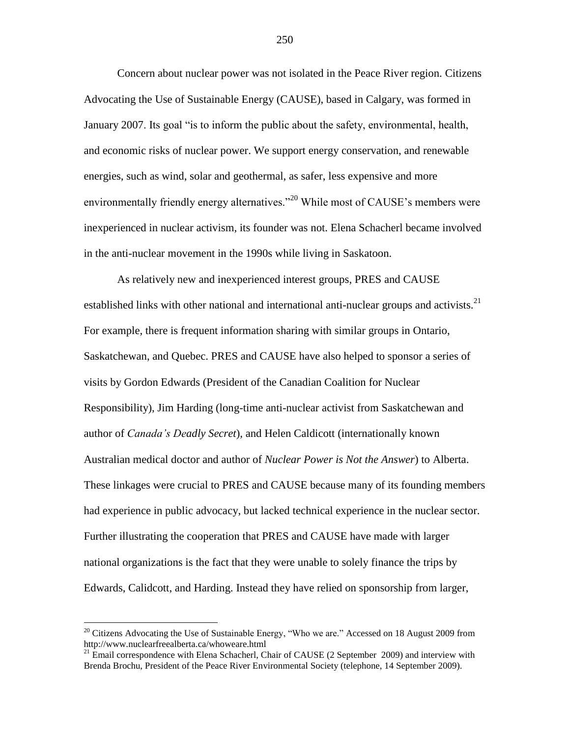Concern about nuclear power was not isolated in the Peace River region. Citizens Advocating the Use of Sustainable Energy (CAUSE), based in Calgary, was formed in January 2007. Its goal "is to inform the public about the safety, environmental, health, and economic risks of nuclear power. We support energy conservation, and renewable energies, such as wind, solar and geothermal, as safer, less expensive and more environmentally friendly energy alternatives."[20] While most of CAUSE's members were inexperienced in nuclear activism, its founder was not. Elena Schacherl became involved in the anti-nuclear movement in the 1990s while living in Saskatoon.

As relatively new and inexperienced interest groups, PRES and CAUSE established links with other national and international anti-nuclear groups and activists.[21] For example, there is frequent information sharing with similar groups in Ontario, Saskatchewan, and Quebec. PRES and CAUSE have also helped to sponsor a series of visits by Gordon Edwards (President of the Canadian Coalition for Nuclear Responsibility), Jim Harding (long-time anti-nuclear activist from Saskatchewan and author of *Canada's Deadly Secret*), and Helen Caldicott (internationally known Australian medical doctor and author of *Nuclear Power is Not the Answer*) to Alberta. These linkages were crucial to PRES and CAUSE because many of its founding members had experience in public advocacy, but lacked technical experience in the nuclear sector. Further illustrating the cooperation that PRES and CAUSE have made with larger national organizations is the fact that they were unable to solely finance the trips by Edwards, Calidcott, and Harding. Instead they have relied on sponsorship from larger,

---

[20] Citizens Advocating the Use of Sustainable Energy, "Who we are." Accessed on 18 August 2009 from http://www.nuclearfreealberta.ca/whoweare.html

[21] Email correspondence with Elena Schacherl, Chair of CAUSE (2 September 2009) and interview with Brenda Brochu, President of the Peace River Environmental Society (telephone, 14 September 2009).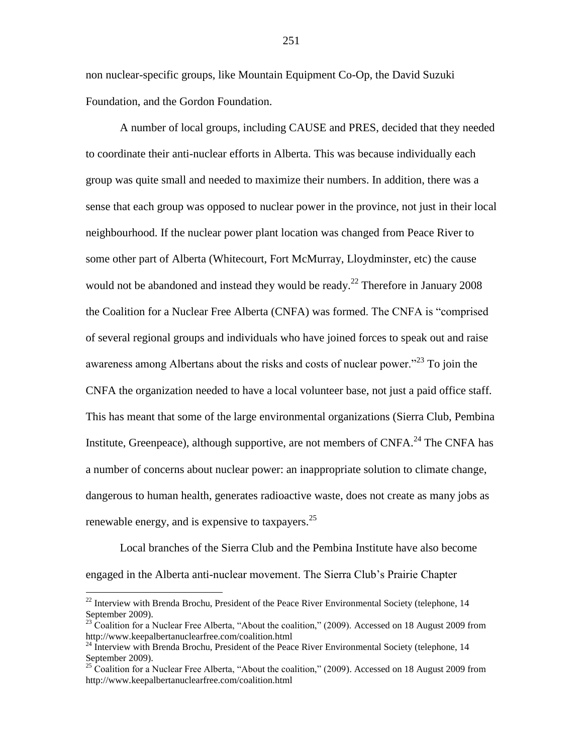non nuclear-specific groups, like Mountain Equipment Co-Op, the David Suzuki Foundation, and the Gordon Foundation.

A number of local groups, including CAUSE and PRES, decided that they needed to coordinate their anti-nuclear efforts in Alberta. This was because individually each group was quite small and needed to maximize their numbers. In addition, there was a sense that each group was opposed to nuclear power in the province, not just in their local neighbourhood. If the nuclear power plant location was changed from Peace River to some other part of Alberta (Whitecourt, Fort McMurray, Lloydminster, etc) the cause would not be abandoned and instead they would be ready.[22] Therefore in January 2008 the Coalition for a Nuclear Free Alberta (CNFA) was formed. The CNFA is "comprised of several regional groups and individuals who have joined forces to speak out and raise awareness among Albertans about the risks and costs of nuclear power."[23] To join the CNFA the organization needed to have a local volunteer base, not just a paid office staff. This has meant that some of the large environmental organizations (Sierra Club, Pembina Institute, Greenpeace), although supportive, are not members of CNFA.[24] The CNFA has a number of concerns about nuclear power: an inappropriate solution to climate change, dangerous to human health, generates radioactive waste, does not create as many jobs as renewable energy, and is expensive to taxpayers.[25]

Local branches of the Sierra Club and the Pembina Institute have also become engaged in the Alberta anti-nuclear movement. The Sierra Club's Prairie Chapter

---

[22] Interview with Brenda Brochu, President of the Peace River Environmental Society (telephone, 14 September 2009).

[23] Coalition for a Nuclear Free Alberta, "About the coalition," (2009). Accessed on 18 August 2009 from http://www.keepalbertanuclearfree.com/coalition.html

[24] Interview with Brenda Brochu, President of the Peace River Environmental Society (telephone, 14 September 2009).

[25] Coalition for a Nuclear Free Alberta, "About the coalition," (2009). Accessed on 18 August 2009 from http://www.keepalbertanuclearfree.com/coalition.html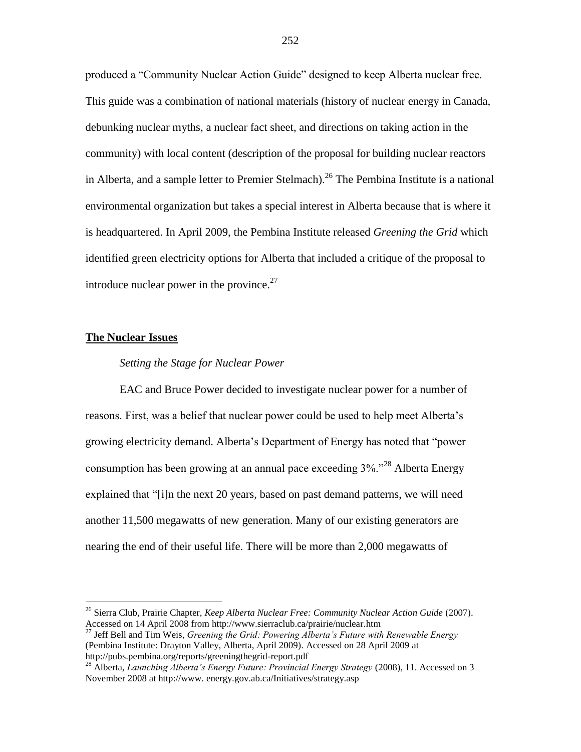produced a "Community Nuclear Action Guide" designed to keep Alberta nuclear free. This guide was a combination of national materials (history of nuclear energy in Canada, debunking nuclear myths, a nuclear fact sheet, and directions on taking action in the community) with local content (description of the proposal for building nuclear reactors in Alberta, and a sample letter to Premier Stelmach).[26] The Pembina Institute is a national environmental organization but takes a special interest in Alberta because that is where it is headquartered. In April 2009, the Pembina Institute released *Greening the Grid* which identified green electricity options for Alberta that included a critique of the proposal to introduce nuclear power in the province.[27]

## **The Nuclear Issues**

### *Setting the Stage for Nuclear Power*

EAC and Bruce Power decided to investigate nuclear power for a number of reasons. First, was a belief that nuclear power could be used to help meet Alberta's growing electricity demand. Alberta's Department of Energy has noted that "power consumption has been growing at an annual pace exceeding 3%."[28] Alberta Energy explained that "[i]n the next 20 years, based on past demand patterns, we will need another 11,500 megawatts of new generation. Many of our existing generators are nearing the end of their useful life. There will be more than 2,000 megawatts of

---

[26] Sierra Club, Prairie Chapter, *Keep Alberta Nuclear Free: Community Nuclear Action Guide* (2007). Accessed on 14 April 2008 from http://www.sierraclub.ca/prairie/nuclear.htm

[27] Jeff Bell and Tim Weis, *Greening the Grid: Powering Alberta's Future with Renewable Energy* (Pembina Institute: Drayton Valley, Alberta, April 2009). Accessed on 28 April 2009 at http://pubs.pembina.org/reports/greeningthegrid-report.pdf

[28] Alberta, *Launching Alberta's Energy Future: Provincial Energy Strategy* (2008), 11. Accessed on 3 November 2008 at http://www. energy.gov.ab.ca/Initiatives/strategy.asp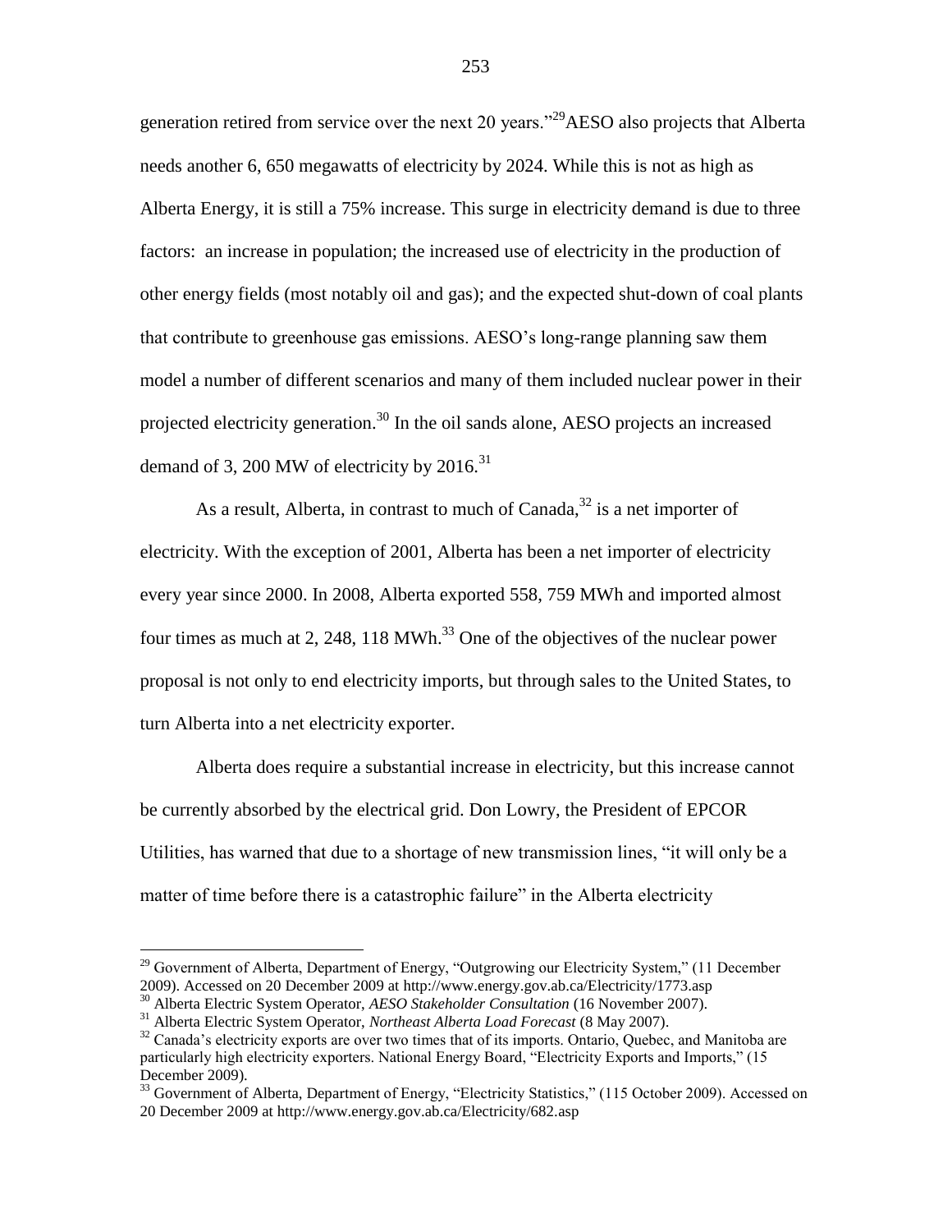generation retired from service over the next 20 years."[29]AESO also projects that Alberta needs another 6, 650 megawatts of electricity by 2024. While this is not as high as Alberta Energy, it is still a 75% increase. This surge in electricity demand is due to three factors: an increase in population; the increased use of electricity in the production of other energy fields (most notably oil and gas); and the expected shut-down of coal plants that contribute to greenhouse gas emissions. AESO's long-range planning saw them model a number of different scenarios and many of them included nuclear power in their projected electricity generation.[30] In the oil sands alone, AESO projects an increased demand of 3, 200 MW of electricity by 2016.[31]

As a result, Alberta, in contrast to much of Canada,[32] is a net importer of electricity. With the exception of 2001, Alberta has been a net importer of electricity every year since 2000. In 2008, Alberta exported 558, 759 MWh and imported almost four times as much at 2, 248, 118 MWh.[33] One of the objectives of the nuclear power proposal is not only to end electricity imports, but through sales to the United States, to turn Alberta into a net electricity exporter.

Alberta does require a substantial increase in electricity, but this increase cannot be currently absorbed by the electrical grid. Don Lowry, the President of EPCOR Utilities, has warned that due to a shortage of new transmission lines, "it will only be a matter of time before there is a catastrophic failure" in the Alberta electricity

---

[29] Government of Alberta, Department of Energy, "Outgrowing our Electricity System," (11 December 2009). Accessed on 20 December 2009 at http://www.energy.gov.ab.ca/Electricity/1773.asp

[30] Alberta Electric System Operator, *AESO Stakeholder Consultation* (16 November 2007).

[31] Alberta Electric System Operator, *Northeast Alberta Load Forecast* (8 May 2007).

[32] Canada's electricity exports are over two times that of its imports. Ontario, Quebec, and Manitoba are particularly high electricity exporters. National Energy Board, "Electricity Exports and Imports," (15 December 2009).

[33] Government of Alberta, Department of Energy, "Electricity Statistics," (115 October 2009). Accessed on 20 December 2009 at http://www.energy.gov.ab.ca/Electricity/682.asp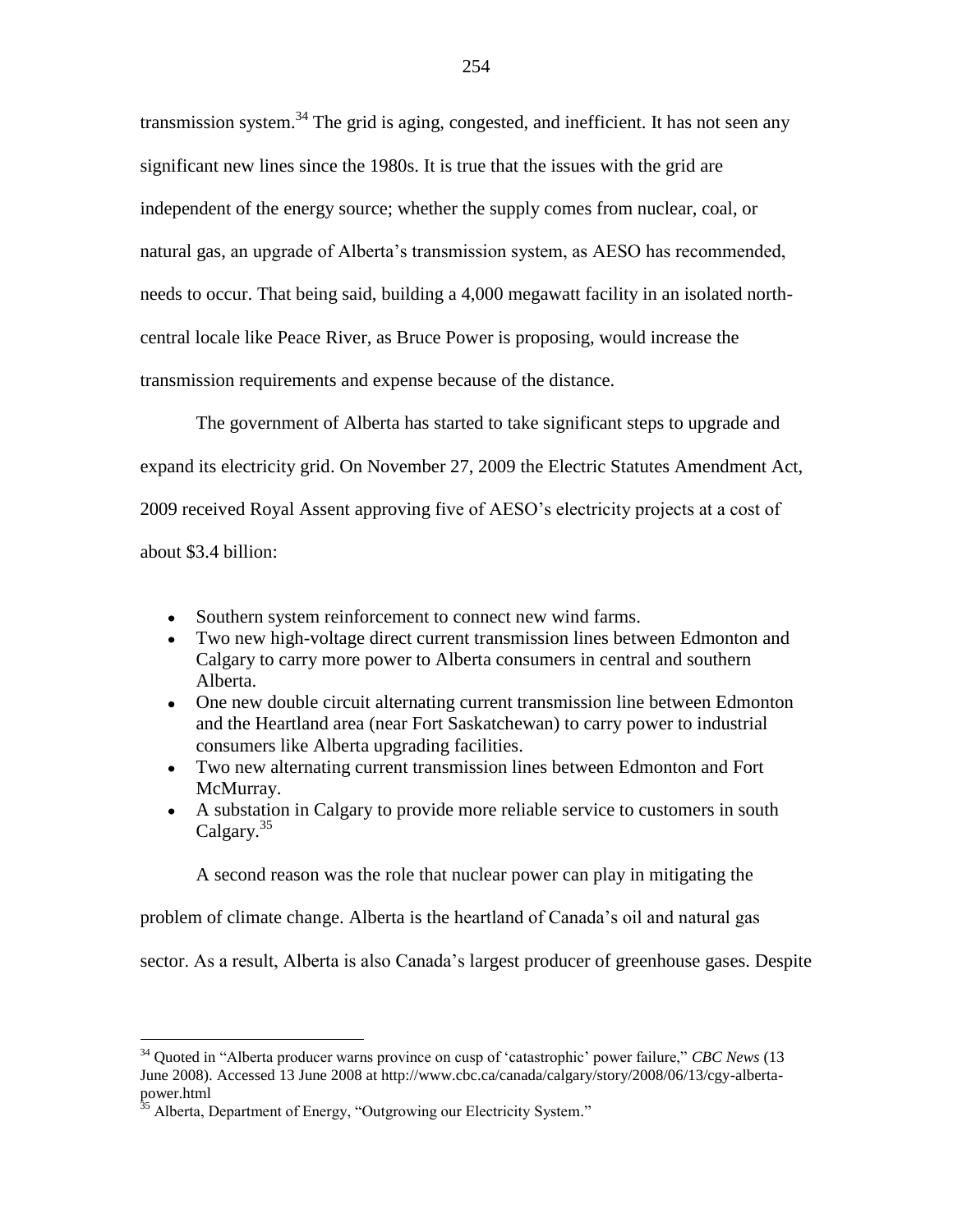transmission system.[34] The grid is aging, congested, and inefficient. It has not seen any significant new lines since the 1980s. It is true that the issues with the grid are independent of the energy source; whether the supply comes from nuclear, coal, or natural gas, an upgrade of Alberta's transmission system, as AESO has recommended, needs to occur. That being said, building a 4,000 megawatt facility in an isolated north-central locale like Peace River, as Bruce Power is proposing, would increase the transmission requirements and expense because of the distance.

The government of Alberta has started to take significant steps to upgrade and expand its electricity grid. On November 27, 2009 the Electric Statutes Amendment Act, 2009 received Royal Assent approving five of AESO's electricity projects at a cost of about $3.4 billion:

- Southern system reinforcement to connect new wind farms.
- Two new high-voltage direct current transmission lines between Edmonton and Calgary to carry more power to Alberta consumers in central and southern Alberta.
- One new double circuit alternating current transmission line between Edmonton and the Heartland area (near Fort Saskatchewan) to carry power to industrial consumers like Alberta upgrading facilities.
- Two new alternating current transmission lines between Edmonton and Fort McMurray.
- A substation in Calgary to provide more reliable service to customers in south Calgary.[35]

A second reason was the role that nuclear power can play in mitigating the problem of climate change. Alberta is the heartland of Canada's oil and natural gas sector. As a result, Alberta is also Canada's largest producer of greenhouse gases. Despite

---

[34] Quoted in "Alberta producer warns province on cusp of 'catastrophic' power failure," *CBC News* (13 June 2008). Accessed 13 June 2008 at http://www.cbc.ca/canada/calgary/story/2008/06/13/cgy-alberta-power.html

[35] Alberta, Department of Energy, "Outgrowing our Electricity System."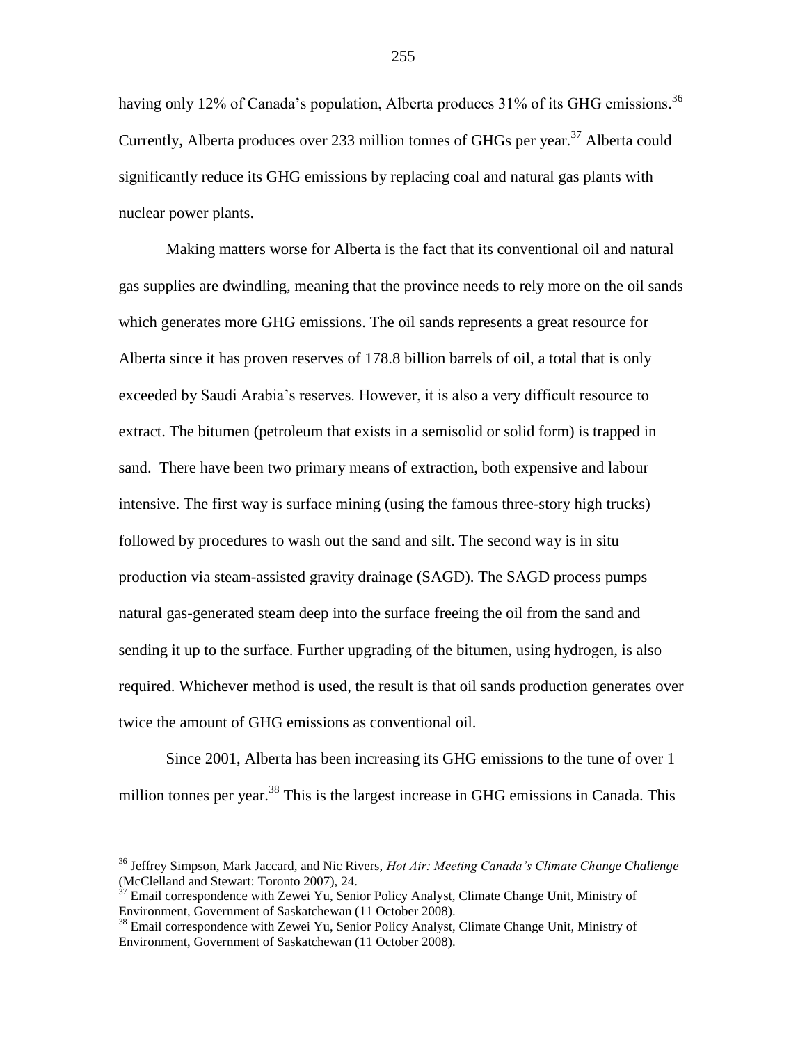having only 12% of Canada's population, Alberta produces 31% of its GHG emissions.[36] Currently, Alberta produces over 233 million tonnes of GHGs per year.[37] Alberta could significantly reduce its GHG emissions by replacing coal and natural gas plants with nuclear power plants.

Making matters worse for Alberta is the fact that its conventional oil and natural gas supplies are dwindling, meaning that the province needs to rely more on the oil sands which generates more GHG emissions. The oil sands represents a great resource for Alberta since it has proven reserves of 178.8 billion barrels of oil, a total that is only exceeded by Saudi Arabia's reserves. However, it is also a very difficult resource to extract. The bitumen (petroleum that exists in a semisolid or solid form) is trapped in sand. There have been two primary means of extraction, both expensive and labour intensive. The first way is surface mining (using the famous three-story high trucks) followed by procedures to wash out the sand and silt. The second way is in situ production via steam-assisted gravity drainage (SAGD). The SAGD process pumps natural gas-generated steam deep into the surface freeing the oil from the sand and sending it up to the surface. Further upgrading of the bitumen, using hydrogen, is also required. Whichever method is used, the result is that oil sands production generates over twice the amount of GHG emissions as conventional oil.

Since 2001, Alberta has been increasing its GHG emissions to the tune of over 1 million tonnes per year.[38] This is the largest increase in GHG emissions in Canada. This

---

[36] Jeffrey Simpson, Mark Jaccard, and Nic Rivers, *Hot Air: Meeting Canada's Climate Change Challenge* (McClelland and Stewart: Toronto 2007), 24.

[37] Email correspondence with Zewei Yu, Senior Policy Analyst, Climate Change Unit, Ministry of Environment, Government of Saskatchewan (11 October 2008).

[38] Email correspondence with Zewei Yu, Senior Policy Analyst, Climate Change Unit, Ministry of Environment, Government of Saskatchewan (11 October 2008).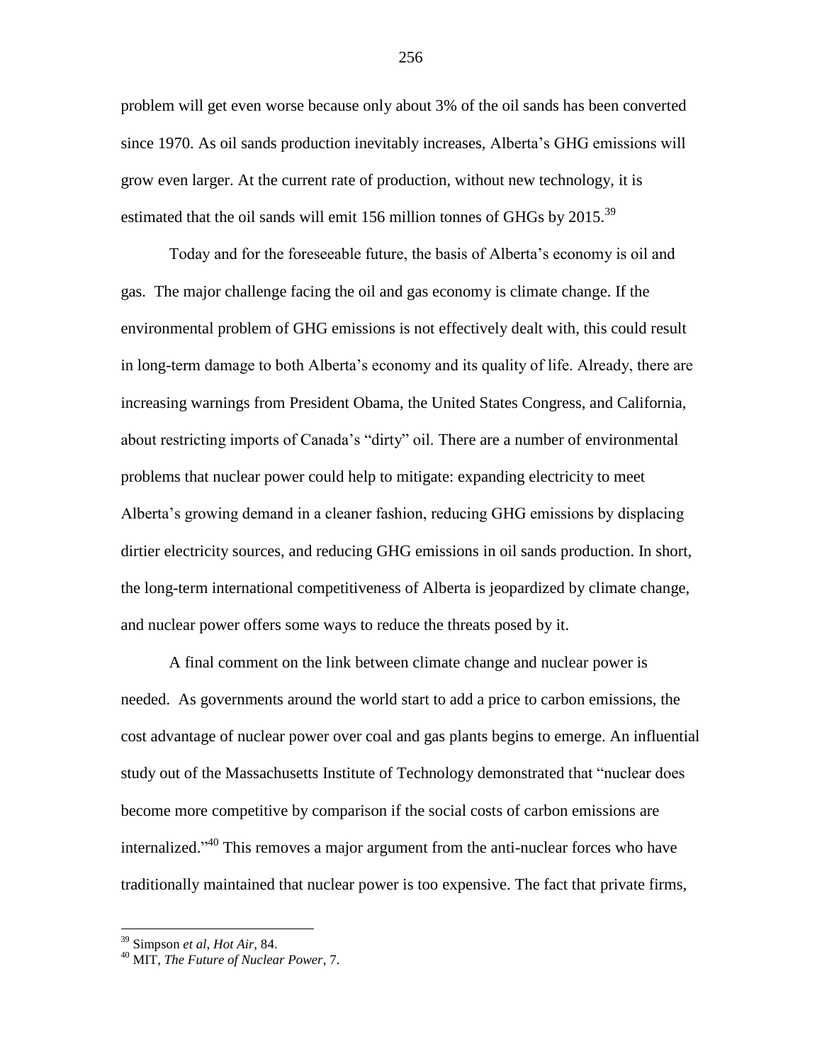problem will get even worse because only about 3% of the oil sands has been converted since 1970. As oil sands production inevitably increases, Alberta's GHG emissions will grow even larger. At the current rate of production, without new technology, it is estimated that the oil sands will emit 156 million tonnes of GHGs by 2015.[39]

Today and for the foreseeable future, the basis of Alberta's economy is oil and gas. The major challenge facing the oil and gas economy is climate change. If the environmental problem of GHG emissions is not effectively dealt with, this could result in long-term damage to both Alberta's economy and its quality of life. Already, there are increasing warnings from President Obama, the United States Congress, and California, about restricting imports of Canada's "dirty" oil. There are a number of environmental problems that nuclear power could help to mitigate: expanding electricity to meet Alberta's growing demand in a cleaner fashion, reducing GHG emissions by displacing dirtier electricity sources, and reducing GHG emissions in oil sands production. In short, the long-term international competitiveness of Alberta is jeopardized by climate change, and nuclear power offers some ways to reduce the threats posed by it.

A final comment on the link between climate change and nuclear power is needed. As governments around the world start to add a price to carbon emissions, the cost advantage of nuclear power over coal and gas plants begins to emerge. An influential study out of the Massachusetts Institute of Technology demonstrated that "nuclear does become more competitive by comparison if the social costs of carbon emissions are internalized."[40] This removes a major argument from the anti-nuclear forces who have traditionally maintained that nuclear power is too expensive. The fact that private firms,

---

[39] Simpson *et al*, *Hot Air*, 84.

[40] MIT, *The Future of Nuclear Power*, 7.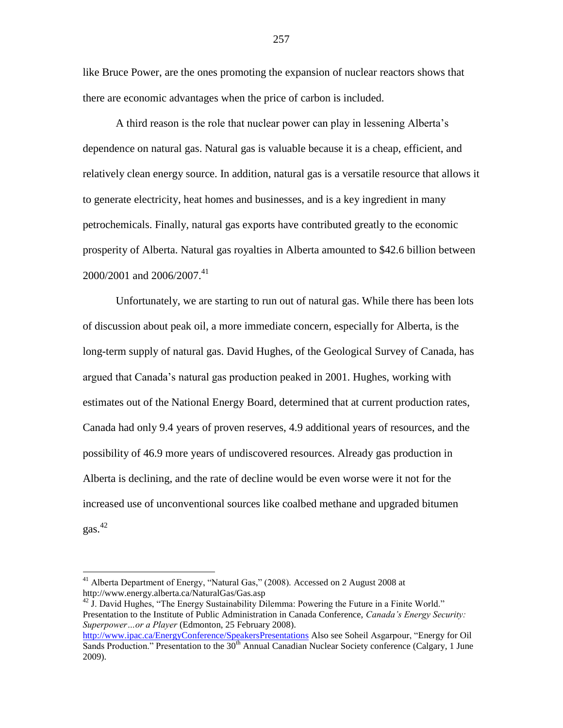like Bruce Power, are the ones promoting the expansion of nuclear reactors shows that there are economic advantages when the price of carbon is included.

A third reason is the role that nuclear power can play in lessening Alberta's dependence on natural gas. Natural gas is valuable because it is a cheap, efficient, and relatively clean energy source. In addition, natural gas is a versatile resource that allows it to generate electricity, heat homes and businesses, and is a key ingredient in many petrochemicals. Finally, natural gas exports have contributed greatly to the economic prosperity of Alberta. Natural gas royalties in Alberta amounted to $42.6 billion between 2000/2001 and 2006/2007.[41]

Unfortunately, we are starting to run out of natural gas. While there has been lots of discussion about peak oil, a more immediate concern, especially for Alberta, is the long-term supply of natural gas. David Hughes, of the Geological Survey of Canada, has argued that Canada's natural gas production peaked in 2001. Hughes, working with estimates out of the National Energy Board, determined that at current production rates, Canada had only 9.4 years of proven reserves, 4.9 additional years of resources, and the possibility of 46.9 more years of undiscovered resources. Already gas production in Alberta is declining, and the rate of decline would be even worse were it not for the increased use of unconventional sources like coalbed methane and upgraded bitumen gas.[42]

---

[41] Alberta Department of Energy, "Natural Gas," (2008). Accessed on 2 August 2008 at http://www.energy.alberta.ca/NaturalGas/Gas.asp

[42] J. David Hughes, "The Energy Sustainability Dilemma: Powering the Future in a Finite World." Presentation to the Institute of Public Administration in Canada Conference, *Canada's Energy Security: Superpower…or a Player* (Edmonton, 25 February 2008). http://www.ipac.ca/EnergyConference/SpeakersPresentations Also see Soheil Asgarpour, "Energy for Oil Sands Production." Presentation to the 30th Annual Canadian Nuclear Society conference (Calgary, 1 June 2009).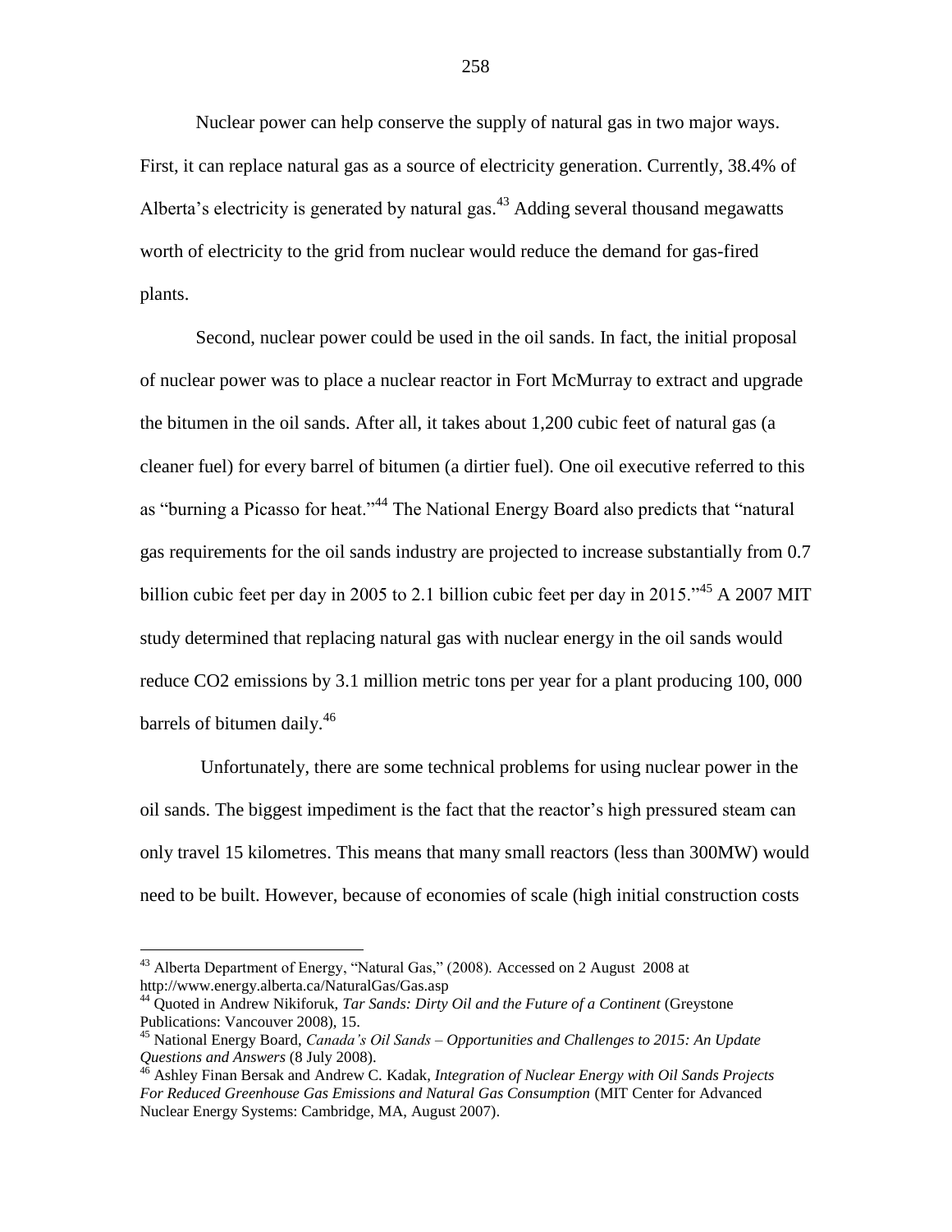Nuclear power can help conserve the supply of natural gas in two major ways. First, it can replace natural gas as a source of electricity generation. Currently, 38.4% of Alberta's electricity is generated by natural gas.[43] Adding several thousand megawatts worth of electricity to the grid from nuclear would reduce the demand for gas-fired plants.

Second, nuclear power could be used in the oil sands. In fact, the initial proposal of nuclear power was to place a nuclear reactor in Fort McMurray to extract and upgrade the bitumen in the oil sands. After all, it takes about 1,200 cubic feet of natural gas (a cleaner fuel) for every barrel of bitumen (a dirtier fuel). One oil executive referred to this as "burning a Picasso for heat."[44] The National Energy Board also predicts that "natural gas requirements for the oil sands industry are projected to increase substantially from 0.7 billion cubic feet per day in 2005 to 2.1 billion cubic feet per day in 2015."[45] A 2007 MIT study determined that replacing natural gas with nuclear energy in the oil sands would reduce $CO_2$ emissions by 3.1 million metric tons per year for a plant producing 100, 000 barrels of bitumen daily.[46]

Unfortunately, there are some technical problems for using nuclear power in the oil sands. The biggest impediment is the fact that the reactor's high pressured steam can only travel 15 kilometres. This means that many small reactors (less than 300MW) would need to be built. However, because of economies of scale (high initial construction costs

---

[43] Alberta Department of Energy, "Natural Gas," (2008). Accessed on 2 August 2008 at http://www.energy.alberta.ca/NaturalGas/Gas.asp

[44] Quoted in Andrew Nikiforuk, *Tar Sands: Dirty Oil and the Future of a Continent* (Greystone Publications: Vancouver 2008), 15.

[45] National Energy Board, *Canada's Oil Sands – Opportunities and Challenges to 2015: An Update Questions and Answers* (8 July 2008).

[46] Ashley Finan Bersak and Andrew C. Kadak, *Integration of Nuclear Energy with Oil Sands Projects For Reduced Greenhouse Gas Emissions and Natural Gas Consumption* (MIT Center for Advanced Nuclear Energy Systems: Cambridge, MA, August 2007).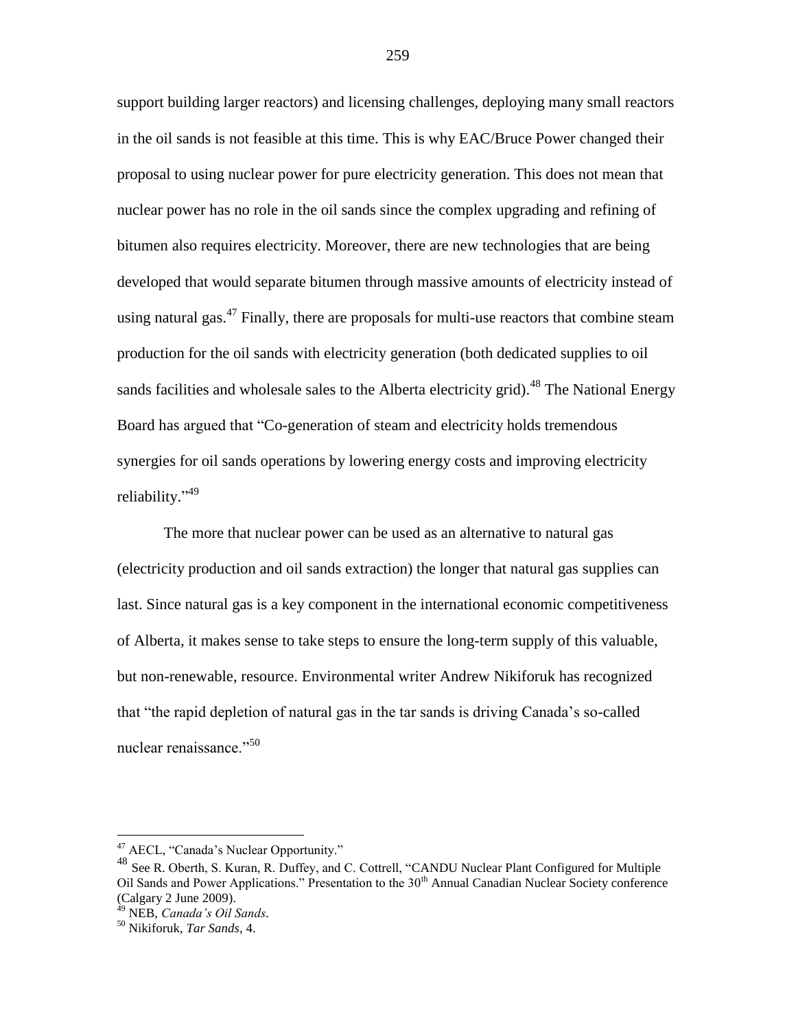support building larger reactors) and licensing challenges, deploying many small reactors in the oil sands is not feasible at this time. This is why EAC/Bruce Power changed their proposal to using nuclear power for pure electricity generation. This does not mean that nuclear power has no role in the oil sands since the complex upgrading and refining of bitumen also requires electricity. Moreover, there are new technologies that are being developed that would separate bitumen through massive amounts of electricity instead of using natural gas.[47] Finally, there are proposals for multi-use reactors that combine steam production for the oil sands with electricity generation (both dedicated supplies to oil sands facilities and wholesale sales to the Alberta electricity grid).[48] The National Energy Board has argued that "Co-generation of steam and electricity holds tremendous synergies for oil sands operations by lowering energy costs and improving electricity reliability."[49]

The more that nuclear power can be used as an alternative to natural gas (electricity production and oil sands extraction) the longer that natural gas supplies can last. Since natural gas is a key component in the international economic competitiveness of Alberta, it makes sense to take steps to ensure the long-term supply of this valuable, but non-renewable, resource. Environmental writer Andrew Nikiforuk has recognized that "the rapid depletion of natural gas in the tar sands is driving Canada's so-called nuclear renaissance."[50]

---

[47] AECL, "Canada's Nuclear Opportunity."

[48] See R. Oberth, S. Kuran, R. Duffey, and C. Cottrell, "CANDU Nuclear Plant Configured for Multiple Oil Sands and Power Applications." Presentation to the 30th Annual Canadian Nuclear Society conference (Calgary 2 June 2009).

[49] NEB, *Canada's Oil Sands*.

[50] Nikiforuk, *Tar Sands*, 4.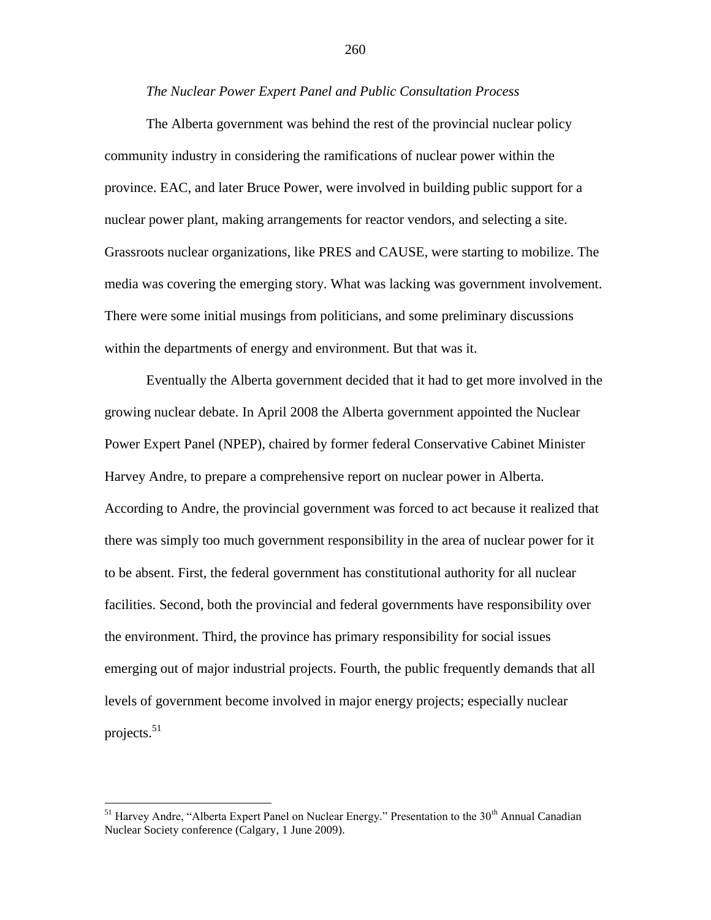*The Nuclear Power Expert Panel and Public Consultation Process*

The Alberta government was behind the rest of the provincial nuclear policy community industry in considering the ramifications of nuclear power within the province. EAC, and later Bruce Power, were involved in building public support for a nuclear power plant, making arrangements for reactor vendors, and selecting a site. Grassroots nuclear organizations, like PRES and CAUSE, were starting to mobilize. The media was covering the emerging story. What was lacking was government involvement. There were some initial musings from politicians, and some preliminary discussions within the departments of energy and environment. But that was it.

Eventually the Alberta government decided that it had to get more involved in the growing nuclear debate. In April 2008 the Alberta government appointed the Nuclear Power Expert Panel (NPEP), chaired by former federal Conservative Cabinet Minister Harvey Andre, to prepare a comprehensive report on nuclear power in Alberta. According to Andre, the provincial government was forced to act because it realized that there was simply too much government responsibility in the area of nuclear power for it to be absent. First, the federal government has constitutional authority for all nuclear facilities. Second, both the provincial and federal governments have responsibility over the environment. Third, the province has primary responsibility for social issues emerging out of major industrial projects. Fourth, the public frequently demands that all levels of government become involved in major energy projects; especially nuclear projects.[51]

---

[51] Harvey Andre, "Alberta Expert Panel on Nuclear Energy." Presentation to the 30th Annual Canadian Nuclear Society conference (Calgary, 1 June 2009).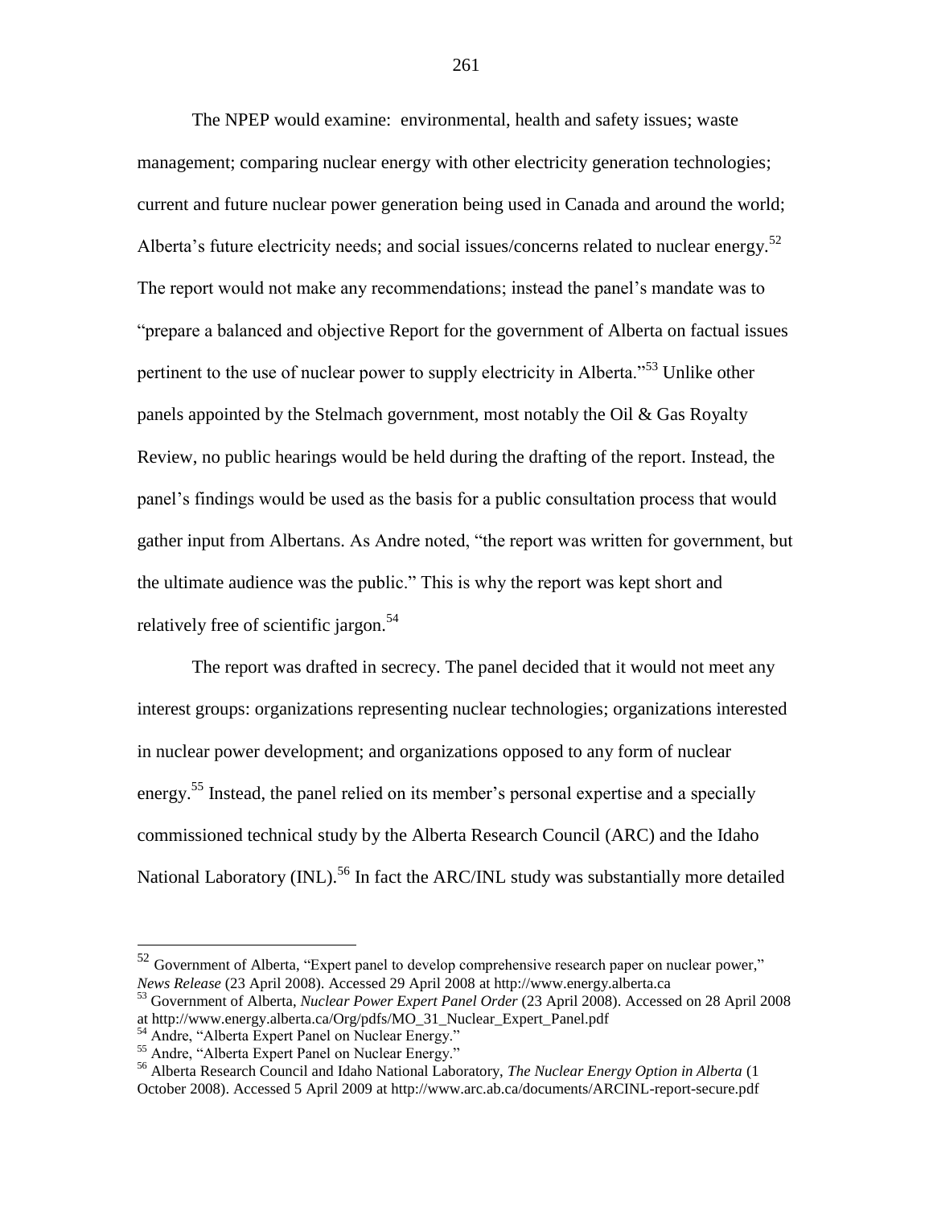The NPEP would examine: environmental, health and safety issues; waste management; comparing nuclear energy with other electricity generation technologies; current and future nuclear power generation being used in Canada and around the world; Alberta's future electricity needs; and social issues/concerns related to nuclear energy.[52] The report would not make any recommendations; instead the panel's mandate was to "prepare a balanced and objective Report for the government of Alberta on factual issues pertinent to the use of nuclear power to supply electricity in Alberta."[53] Unlike other panels appointed by the Stelmach government, most notably the Oil & Gas Royalty Review, no public hearings would be held during the drafting of the report. Instead, the panel's findings would be used as the basis for a public consultation process that would gather input from Albertans. As Andre noted, "the report was written for government, but the ultimate audience was the public." This is why the report was kept short and relatively free of scientific jargon.[54]

The report was drafted in secrecy. The panel decided that it would not meet any interest groups: organizations representing nuclear technologies; organizations interested in nuclear power development; and organizations opposed to any form of nuclear energy.[55] Instead, the panel relied on its member's personal expertise and a specially commissioned technical study by the Alberta Research Council (ARC) and the Idaho National Laboratory (INL).[56] In fact the ARC/INL study was substantially more detailed

---

[52] Government of Alberta, "Expert panel to develop comprehensive research paper on nuclear power," *News Release* (23 April 2008). Accessed 29 April 2008 at http://www.energy.alberta.ca

[53] Government of Alberta, *Nuclear Power Expert Panel Order* (23 April 2008). Accessed on 28 April 2008 at http://www.energy.alberta.ca/Org/pdfs/MO_31_Nuclear_Expert_Panel.pdf

[54] Andre, "Alberta Expert Panel on Nuclear Energy."

[55] Andre, "Alberta Expert Panel on Nuclear Energy."

[56] Alberta Research Council and Idaho National Laboratory, *The Nuclear Energy Option in Alberta* (1 October 2008). Accessed 5 April 2009 at http://www.arc.ab.ca/documents/ARCINL-report-secure.pdf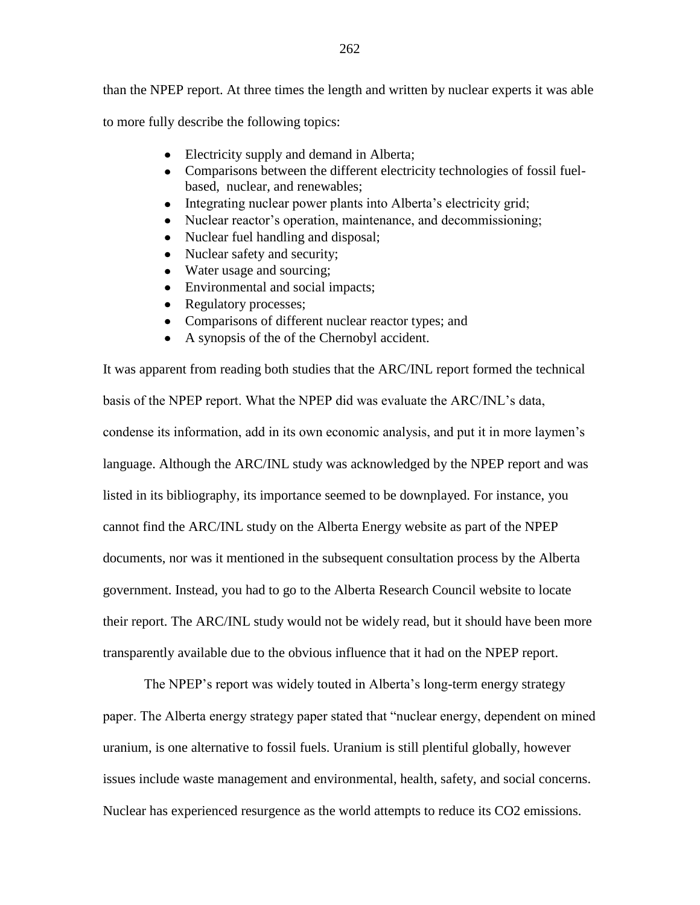than the NPEP report. At three times the length and written by nuclear experts it was able to more fully describe the following topics:

- Electricity supply and demand in Alberta;
- Comparisons between the different electricity technologies of fossil fuel-based, nuclear, and renewables;
- Integrating nuclear power plants into Alberta's electricity grid;
- Nuclear reactor's operation, maintenance, and decommissioning;
- Nuclear fuel handling and disposal;
- Nuclear safety and security;
- Water usage and sourcing;
- Environmental and social impacts;
- Regulatory processes;
- Comparisons of different nuclear reactor types; and
- A synopsis of the of the Chernobyl accident.

It was apparent from reading both studies that the ARC/INL report formed the technical basis of the NPEP report. What the NPEP did was evaluate the ARC/INL's data, condense its information, add in its own economic analysis, and put it in more laymen's language. Although the ARC/INL study was acknowledged by the NPEP report and was listed in its bibliography, its importance seemed to be downplayed. For instance, you cannot find the ARC/INL study on the Alberta Energy website as part of the NPEP documents, nor was it mentioned in the subsequent consultation process by the Alberta government. Instead, you had to go to the Alberta Research Council website to locate their report. The ARC/INL study would not be widely read, but it should have been more transparently available due to the obvious influence that it had on the NPEP report.

The NPEP's report was widely touted in Alberta's long-term energy strategy paper. The Alberta energy strategy paper stated that "nuclear energy, dependent on mined uranium, is one alternative to fossil fuels. Uranium is still plentiful globally, however issues include waste management and environmental, health, safety, and social concerns. Nuclear has experienced resurgence as the world attempts to reduce its $CO_2$ emissions.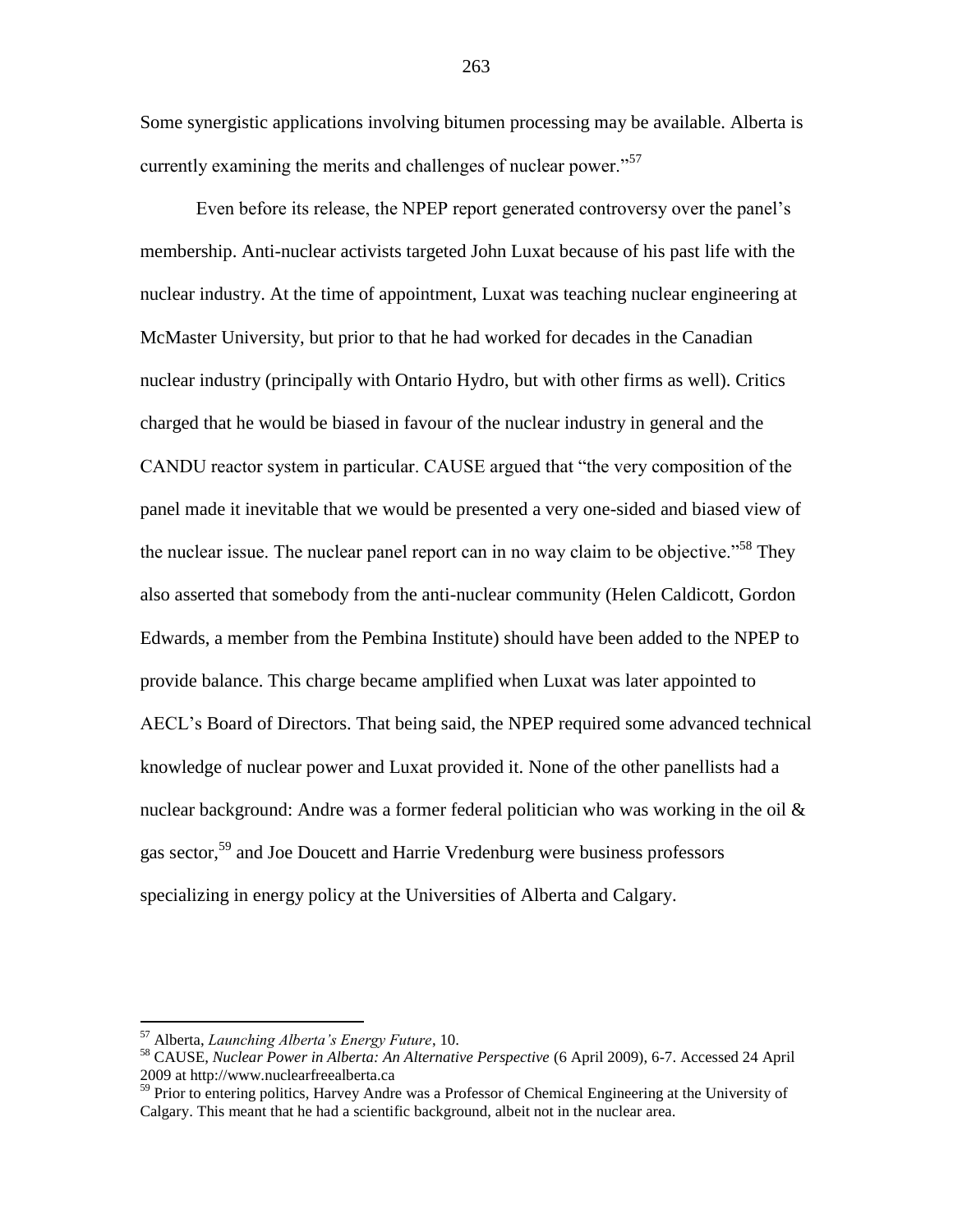Some synergistic applications involving bitumen processing may be available. Alberta is currently examining the merits and challenges of nuclear power."[57]

Even before its release, the NPEP report generated controversy over the panel's membership. Anti-nuclear activists targeted John Luxat because of his past life with the nuclear industry. At the time of appointment, Luxat was teaching nuclear engineering at McMaster University, but prior to that he had worked for decades in the Canadian nuclear industry (principally with Ontario Hydro, but with other firms as well). Critics charged that he would be biased in favour of the nuclear industry in general and the CANDU reactor system in particular. CAUSE argued that "the very composition of the panel made it inevitable that we would be presented a very one-sided and biased view of the nuclear issue. The nuclear panel report can in no way claim to be objective."[58] They also asserted that somebody from the anti-nuclear community (Helen Caldicott, Gordon Edwards, a member from the Pembina Institute) should have been added to the NPEP to provide balance. This charge became amplified when Luxat was later appointed to AECL's Board of Directors. That being said, the NPEP required some advanced technical knowledge of nuclear power and Luxat provided it. None of the other panellists had a nuclear background: Andre was a former federal politician who was working in the oil & gas sector,[59] and Joe Doucett and Harrie Vredenburg were business professors specializing in energy policy at the Universities of Alberta and Calgary.

---

[57] Alberta, *Launching Alberta's Energy Future*, 10.

[58] CAUSE, *Nuclear Power in Alberta: An Alternative Perspective* (6 April 2009), 6-7. Accessed 24 April 2009 at http://www.nuclearfreealberta.ca

[59] Prior to entering politics, Harvey Andre was a Professor of Chemical Engineering at the University of Calgary. This meant that he had a scientific background, albeit not in the nuclear area.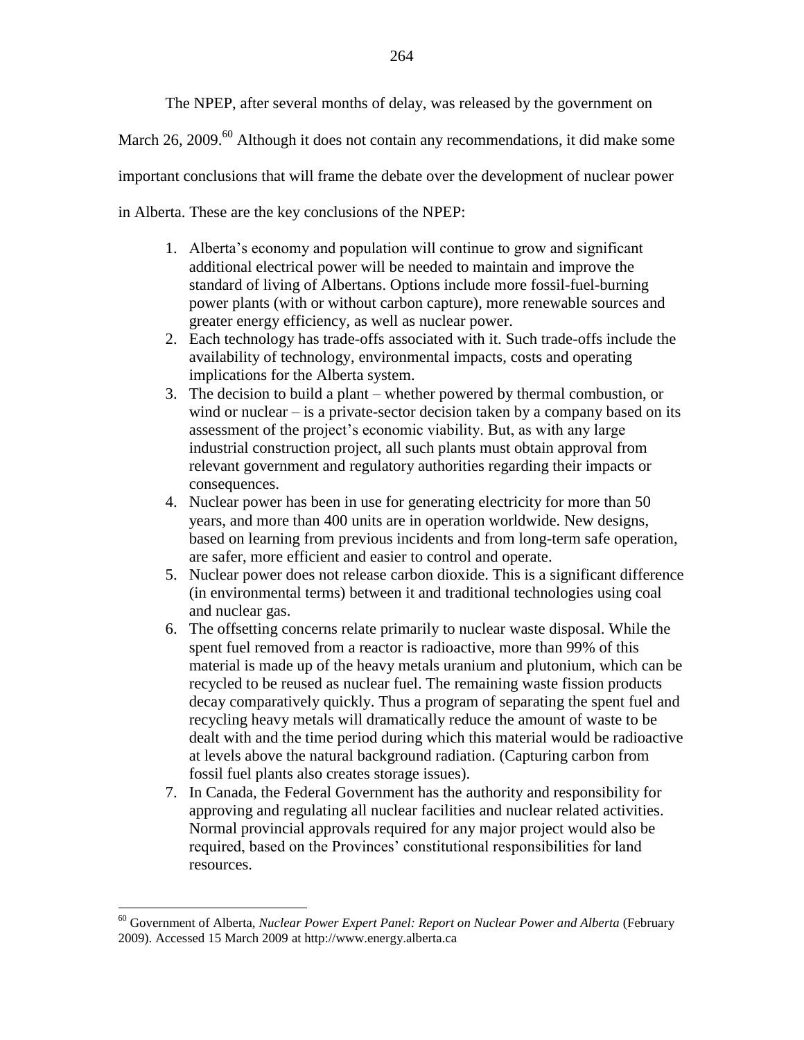The NPEP, after several months of delay, was released by the government on March 26, 2009.[60] Although it does not contain any recommendations, it did make some important conclusions that will frame the debate over the development of nuclear power in Alberta. These are the key conclusions of the NPEP:

1. Alberta's economy and population will continue to grow and significant additional electrical power will be needed to maintain and improve the standard of living of Albertans. Options include more fossil-fuel-burning power plants (with or without carbon capture), more renewable sources and greater energy efficiency, as well as nuclear power.
2. Each technology has trade-offs associated with it. Such trade-offs include the availability of technology, environmental impacts, costs and operating implications for the Alberta system.
3. The decision to build a plant – whether powered by thermal combustion, or wind or nuclear – is a private-sector decision taken by a company based on its assessment of the project's economic viability. But, as with any large industrial construction project, all such plants must obtain approval from relevant government and regulatory authorities regarding their impacts or consequences.
4. Nuclear power has been in use for generating electricity for more than 50 years, and more than 400 units are in operation worldwide. New designs, based on learning from previous incidents and from long-term safe operation, are safer, more efficient and easier to control and operate.
5. Nuclear power does not release carbon dioxide. This is a significant difference (in environmental terms) between it and traditional technologies using coal and nuclear gas.
6. The offsetting concerns relate primarily to nuclear waste disposal. While the spent fuel removed from a reactor is radioactive, more than 99% of this material is made up of the heavy metals uranium and plutonium, which can be recycled to be reused as nuclear fuel. The remaining waste fission products decay comparatively quickly. Thus a program of separating the spent fuel and recycling heavy metals will dramatically reduce the amount of waste to be dealt with and the time period during which this material would be radioactive at levels above the natural background radiation. (Capturing carbon from fossil fuel plants also creates storage issues).
7. In Canada, the Federal Government has the authority and responsibility for approving and regulating all nuclear facilities and nuclear related activities. Normal provincial approvals required for any major project would also be required, based on the Provinces' constitutional responsibilities for land resources.

---

[60] Government of Alberta, *Nuclear Power Expert Panel: Report on Nuclear Power and Alberta* (February 2009). Accessed 15 March 2009 at http://www.energy.alberta.ca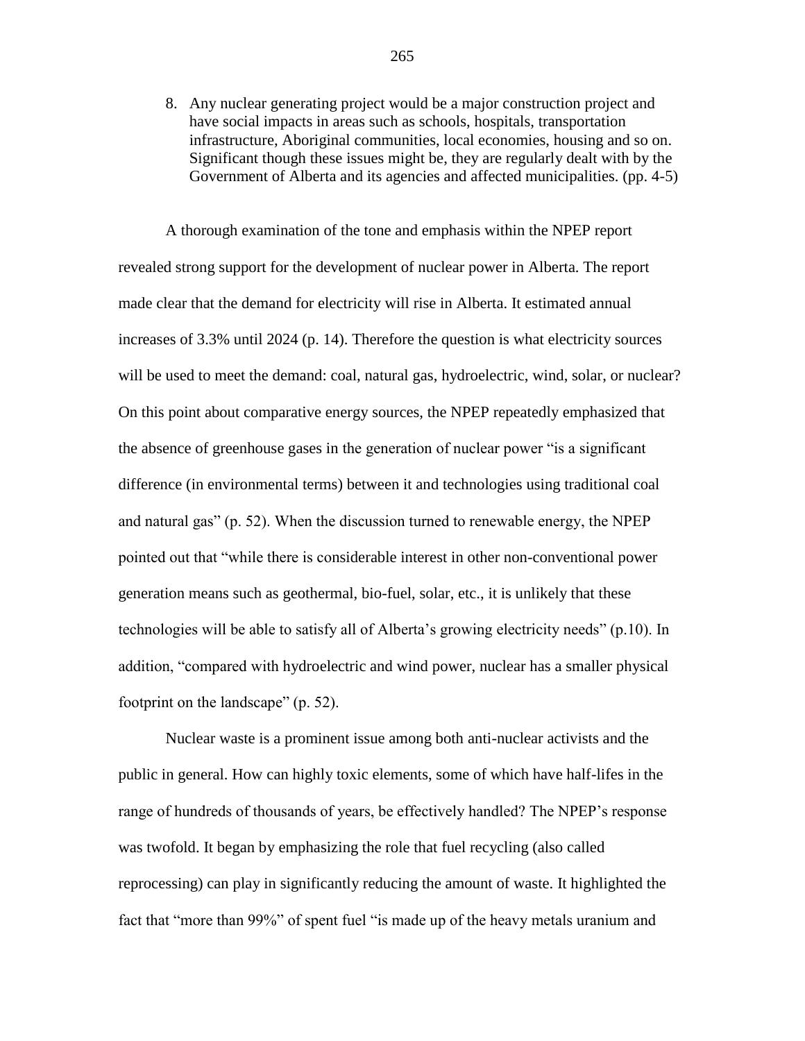8. Any nuclear generating project would be a major construction project and have social impacts in areas such as schools, hospitals, transportation infrastructure, Aboriginal communities, local economies, housing and so on. Significant though these issues might be, they are regularly dealt with by the Government of Alberta and its agencies and affected municipalities. (pp. 4-5)

A thorough examination of the tone and emphasis within the NPEP report revealed strong support for the development of nuclear power in Alberta. The report made clear that the demand for electricity will rise in Alberta. It estimated annual increases of 3.3% until 2024 (p. 14). Therefore the question is what electricity sources will be used to meet the demand: coal, natural gas, hydroelectric, wind, solar, or nuclear? On this point about comparative energy sources, the NPEP repeatedly emphasized that the absence of greenhouse gases in the generation of nuclear power "is a significant difference (in environmental terms) between it and technologies using traditional coal and natural gas" (p. 52). When the discussion turned to renewable energy, the NPEP pointed out that "while there is considerable interest in other non-conventional power generation means such as geothermal, bio-fuel, solar, etc., it is unlikely that these technologies will be able to satisfy all of Alberta's growing electricity needs" (p.10). In addition, "compared with hydroelectric and wind power, nuclear has a smaller physical footprint on the landscape" (p. 52).

Nuclear waste is a prominent issue among both anti-nuclear activists and the public in general. How can highly toxic elements, some of which have half-lifes in the range of hundreds of thousands of years, be effectively handled? The NPEP's response was twofold. It began by emphasizing the role that fuel recycling (also called reprocessing) can play in significantly reducing the amount of waste. It highlighted the fact that "more than 99%" of spent fuel "is made up of the heavy metals uranium and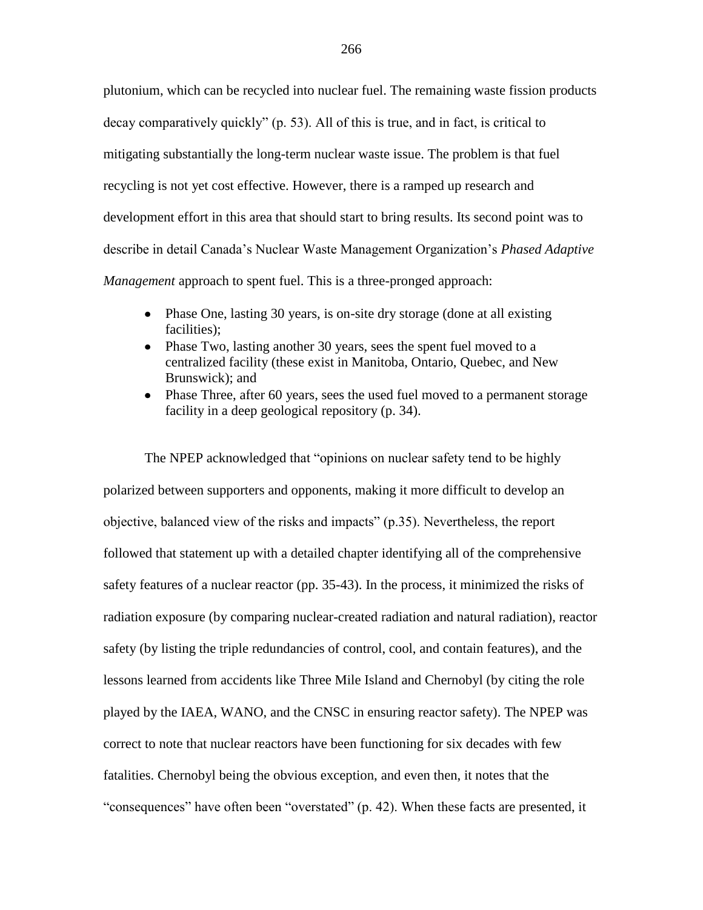plutonium, which can be recycled into nuclear fuel. The remaining waste fission products decay comparatively quickly" (p. 53). All of this is true, and in fact, is critical to mitigating substantially the long-term nuclear waste issue. The problem is that fuel recycling is not yet cost effective. However, there is a ramped up research and development effort in this area that should start to bring results. Its second point was to describe in detail Canada's Nuclear Waste Management Organization's *Phased Adaptive Management* approach to spent fuel. This is a three-pronged approach:

- Phase One, lasting 30 years, is on-site dry storage (done at all existing facilities);
- Phase Two, lasting another 30 years, sees the spent fuel moved to a centralized facility (these exist in Manitoba, Ontario, Quebec, and New Brunswick); and
- Phase Three, after 60 years, sees the used fuel moved to a permanent storage facility in a deep geological repository (p. 34).

The NPEP acknowledged that "opinions on nuclear safety tend to be highly polarized between supporters and opponents, making it more difficult to develop an objective, balanced view of the risks and impacts" (p.35). Nevertheless, the report followed that statement up with a detailed chapter identifying all of the comprehensive safety features of a nuclear reactor (pp. 35-43). In the process, it minimized the risks of radiation exposure (by comparing nuclear-created radiation and natural radiation), reactor safety (by listing the triple redundancies of control, cool, and contain features), and the lessons learned from accidents like Three Mile Island and Chernobyl (by citing the role played by the IAEA, WANO, and the CNSC in ensuring reactor safety). The NPEP was correct to note that nuclear reactors have been functioning for six decades with few fatalities. Chernobyl being the obvious exception, and even then, it notes that the "consequences" have often been "overstated" (p. 42). When these facts are presented, it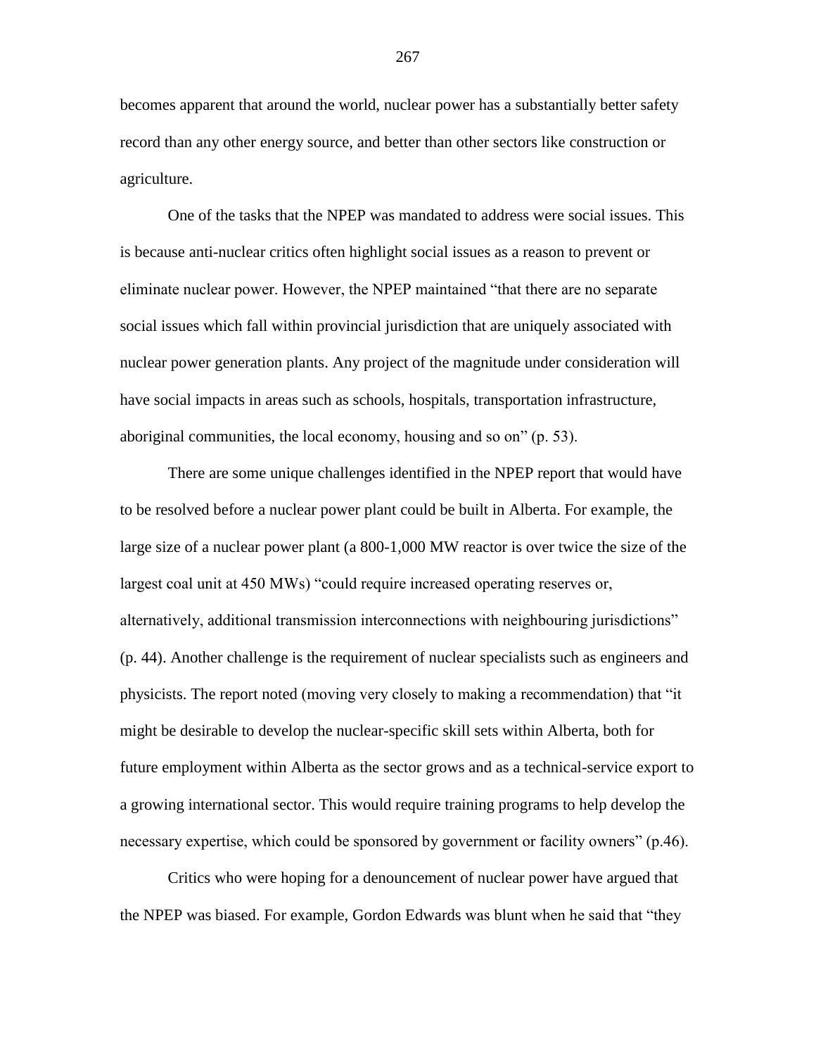becomes apparent that around the world, nuclear power has a substantially better safety record than any other energy source, and better than other sectors like construction or agriculture.

One of the tasks that the NPEP was mandated to address were social issues. This is because anti-nuclear critics often highlight social issues as a reason to prevent or eliminate nuclear power. However, the NPEP maintained "that there are no separate social issues which fall within provincial jurisdiction that are uniquely associated with nuclear power generation plants. Any project of the magnitude under consideration will have social impacts in areas such as schools, hospitals, transportation infrastructure, aboriginal communities, the local economy, housing and so on" (p. 53).

There are some unique challenges identified in the NPEP report that would have to be resolved before a nuclear power plant could be built in Alberta. For example, the large size of a nuclear power plant (a 800-1,000 MW reactor is over twice the size of the largest coal unit at 450 MWs) "could require increased operating reserves or, alternatively, additional transmission interconnections with neighbouring jurisdictions" (p. 44). Another challenge is the requirement of nuclear specialists such as engineers and physicists. The report noted (moving very closely to making a recommendation) that "it might be desirable to develop the nuclear-specific skill sets within Alberta, both for future employment within Alberta as the sector grows and as a technical-service export to a growing international sector. This would require training programs to help develop the necessary expertise, which could be sponsored by government or facility owners" (p.46).

Critics who were hoping for a denouncement of nuclear power have argued that the NPEP was biased. For example, Gordon Edwards was blunt when he said that "they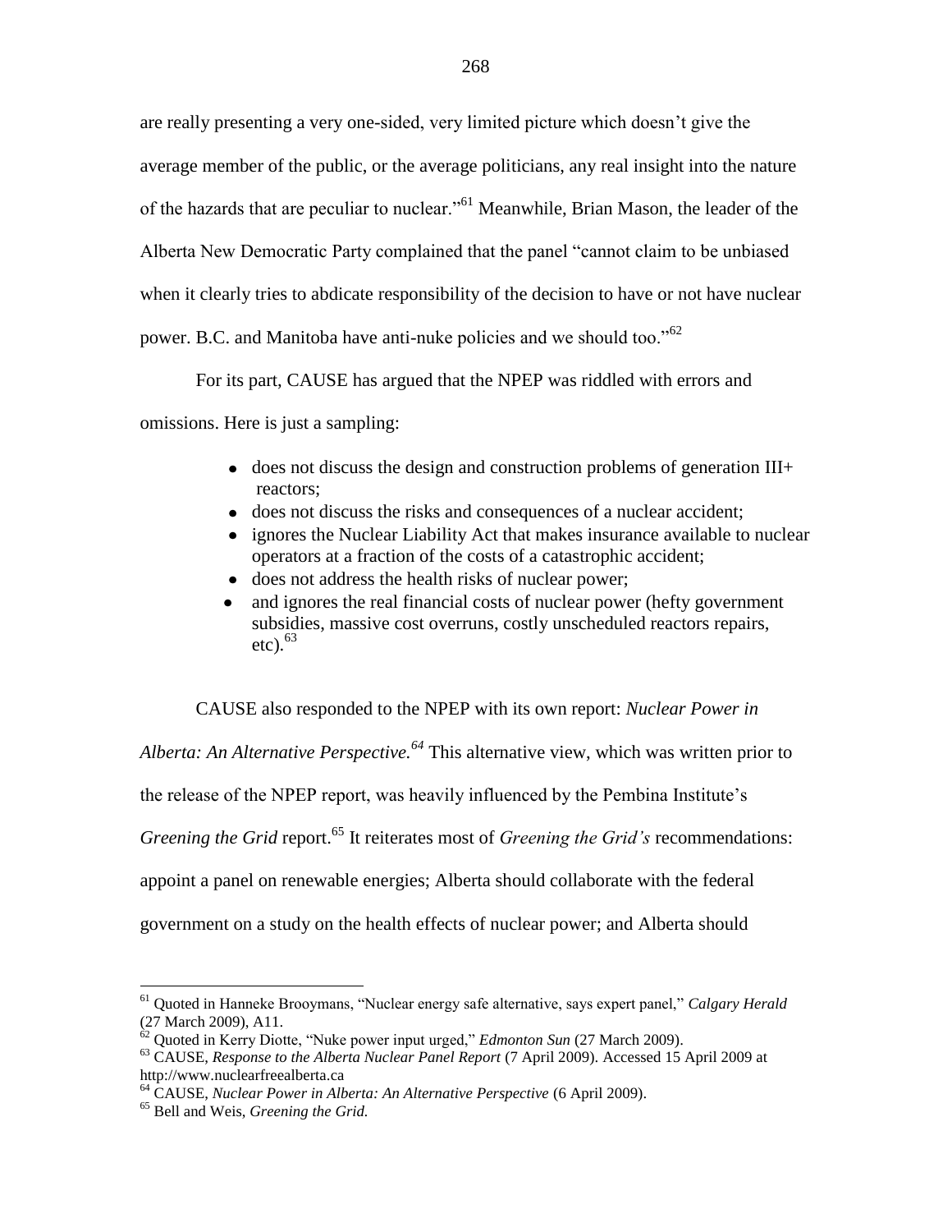are really presenting a very one-sided, very limited picture which doesn't give the average member of the public, or the average politicians, any real insight into the nature of the hazards that are peculiar to nuclear."[61] Meanwhile, Brian Mason, the leader of the Alberta New Democratic Party complained that the panel "cannot claim to be unbiased when it clearly tries to abdicate responsibility of the decision to have or not have nuclear power. B.C. and Manitoba have anti-nuke policies and we should too."[62]

For its part, CAUSE has argued that the NPEP was riddled with errors and omissions. Here is just a sampling:

- does not discuss the design and construction problems of generation III+ reactors;
- does not discuss the risks and consequences of a nuclear accident;
- ignores the Nuclear Liability Act that makes insurance available to nuclear operators at a fraction of the costs of a catastrophic accident;
- does not address the health risks of nuclear power;
- and ignores the real financial costs of nuclear power (hefty government subsidies, massive cost overruns, costly unscheduled reactors repairs, etc).[63]

CAUSE also responded to the NPEP with its own report: *Nuclear Power in Alberta: An Alternative Perspective.*[64] This alternative view, which was written prior to the release of the NPEP report, was heavily influenced by the Pembina Institute's *Greening the Grid* report.[65] It reiterates most of *Greening the Grid's* recommendations: appoint a panel on renewable energies; Alberta should collaborate with the federal government on a study on the health effects of nuclear power; and Alberta should

---

[61] Quoted in Hanneke Brooymans, "Nuclear energy safe alternative, says expert panel," *Calgary Herald* (27 March 2009), A11.

[62] Quoted in Kerry Diotte, "Nuke power input urged," *Edmonton Sun* (27 March 2009).

[63] CAUSE, *Response to the Alberta Nuclear Panel Report* (7 April 2009). Accessed 15 April 2009 at http://www.nuclearfreealberta.ca

[64] CAUSE, *Nuclear Power in Alberta: An Alternative Perspective* (6 April 2009).

[65] Bell and Weis, *Greening the Grid.*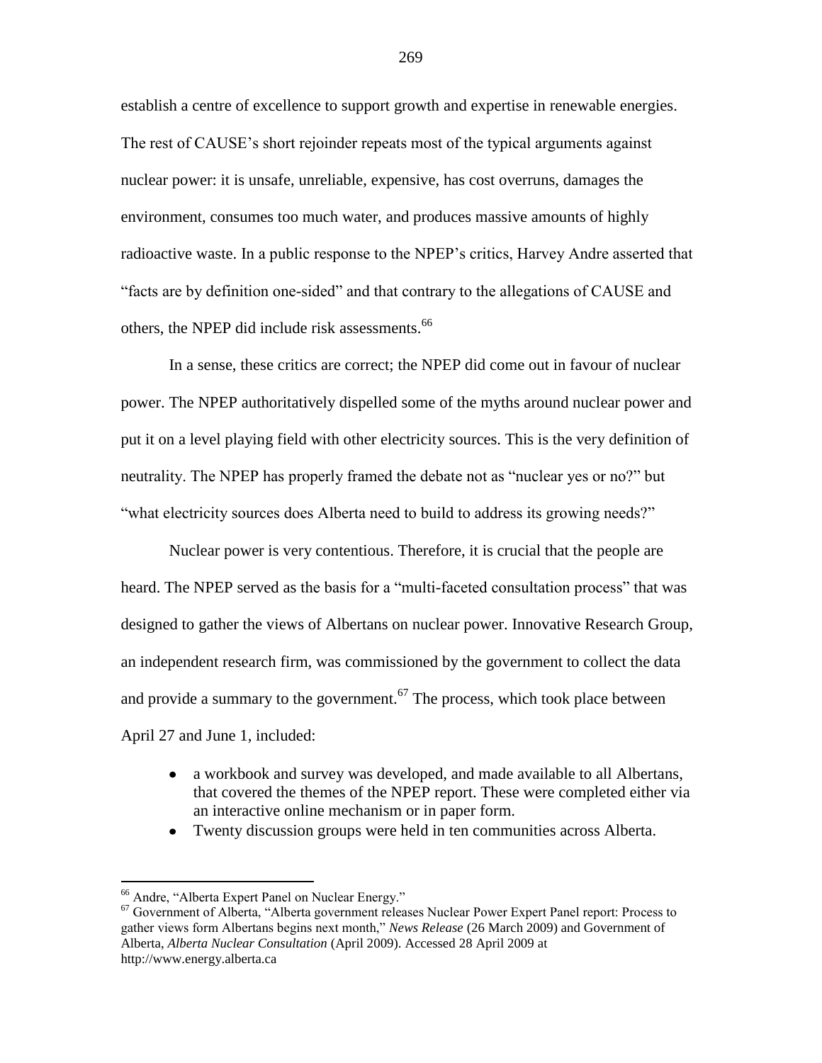establish a centre of excellence to support growth and expertise in renewable energies. The rest of CAUSE's short rejoinder repeats most of the typical arguments against nuclear power: it is unsafe, unreliable, expensive, has cost overruns, damages the environment, consumes too much water, and produces massive amounts of highly radioactive waste. In a public response to the NPEP's critics, Harvey Andre asserted that "facts are by definition one-sided" and that contrary to the allegations of CAUSE and others, the NPEP did include risk assessments.[66]

In a sense, these critics are correct; the NPEP did come out in favour of nuclear power. The NPEP authoritatively dispelled some of the myths around nuclear power and put it on a level playing field with other electricity sources. This is the very definition of neutrality. The NPEP has properly framed the debate not as "nuclear yes or no?" but "what electricity sources does Alberta need to build to address its growing needs?"

Nuclear power is very contentious. Therefore, it is crucial that the people are heard. The NPEP served as the basis for a "multi-faceted consultation process" that was designed to gather the views of Albertans on nuclear power. Innovative Research Group, an independent research firm, was commissioned by the government to collect the data and provide a summary to the government.[67] The process, which took place between April 27 and June 1, included:

- a workbook and survey was developed, and made available to all Albertans, that covered the themes of the NPEP report. These were completed either via an interactive online mechanism or in paper form.
- Twenty discussion groups were held in ten communities across Alberta.

---

[66] Andre, "Alberta Expert Panel on Nuclear Energy."

[67] Government of Alberta, "Alberta government releases Nuclear Power Expert Panel report: Process to gather views form Albertans begins next month," *News Release* (26 March 2009) and Government of Alberta, *Alberta Nuclear Consultation* (April 2009). Accessed 28 April 2009 at http://www.energy.alberta.ca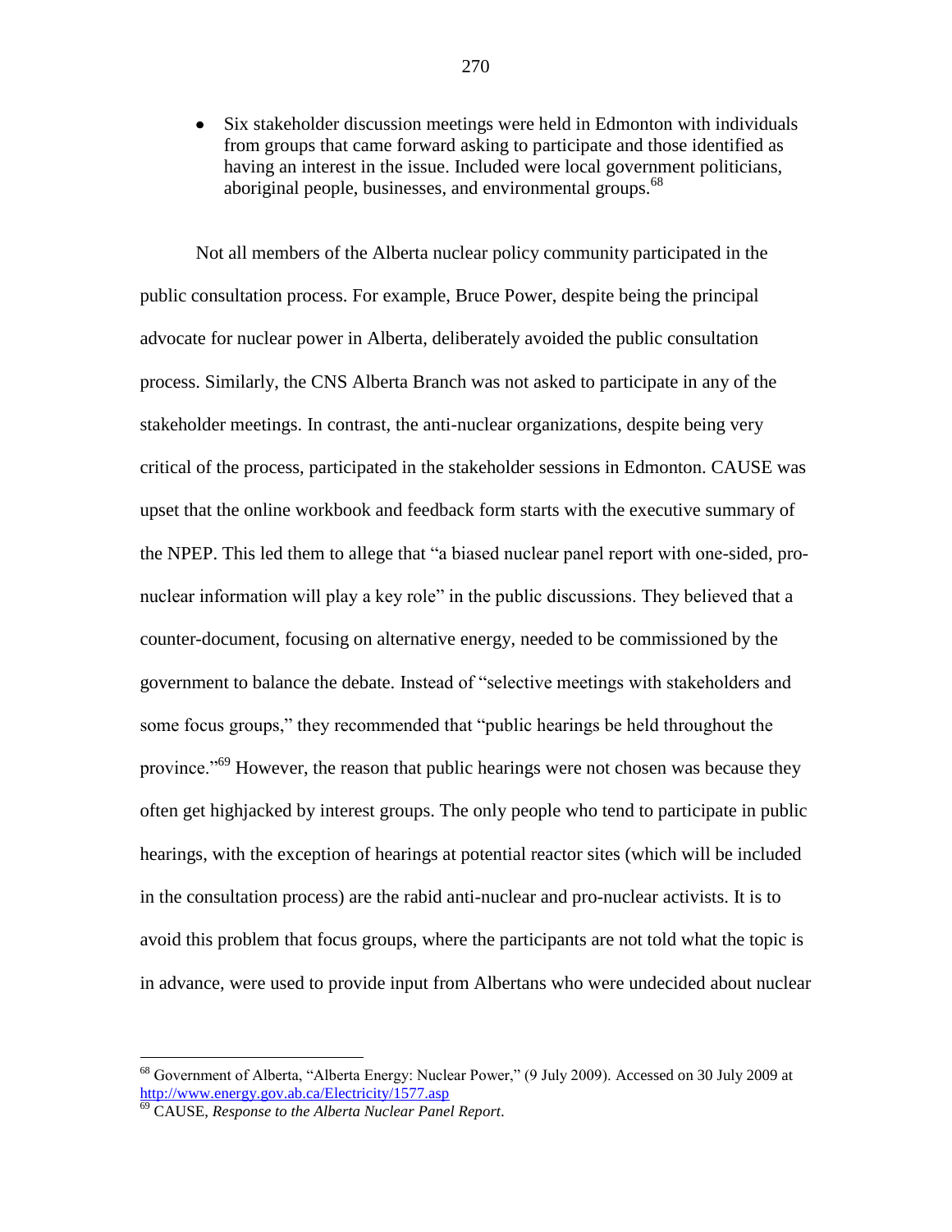- Six stakeholder discussion meetings were held in Edmonton with individuals from groups that came forward asking to participate and those identified as having an interest in the issue. Included were local government politicians, aboriginal people, businesses, and environmental groups.[68]

Not all members of the Alberta nuclear policy community participated in the public consultation process. For example, Bruce Power, despite being the principal advocate for nuclear power in Alberta, deliberately avoided the public consultation process. Similarly, the CNS Alberta Branch was not asked to participate in any of the stakeholder meetings. In contrast, the anti-nuclear organizations, despite being very critical of the process, participated in the stakeholder sessions in Edmonton. CAUSE was upset that the online workbook and feedback form starts with the executive summary of the NPEP. This led them to allege that "a biased nuclear panel report with one-sided, pro-nuclear information will play a key role" in the public discussions. They believed that a counter-document, focusing on alternative energy, needed to be commissioned by the government to balance the debate. Instead of "selective meetings with stakeholders and some focus groups," they recommended that "public hearings be held throughout the province."[69] However, the reason that public hearings were not chosen was because they often get highjacked by interest groups. The only people who tend to participate in public hearings, with the exception of hearings at potential reactor sites (which will be included in the consultation process) are the rabid anti-nuclear and pro-nuclear activists. It is to avoid this problem that focus groups, where the participants are not told what the topic is in advance, were used to provide input from Albertans who were undecided about nuclear

---

[68] Government of Alberta, "Alberta Energy: Nuclear Power," (9 July 2009). Accessed on 30 July 2009 at http://www.energy.gov.ab.ca/Electricity/1577.asp

[69] CAUSE, *Response to the Alberta Nuclear Panel Report*.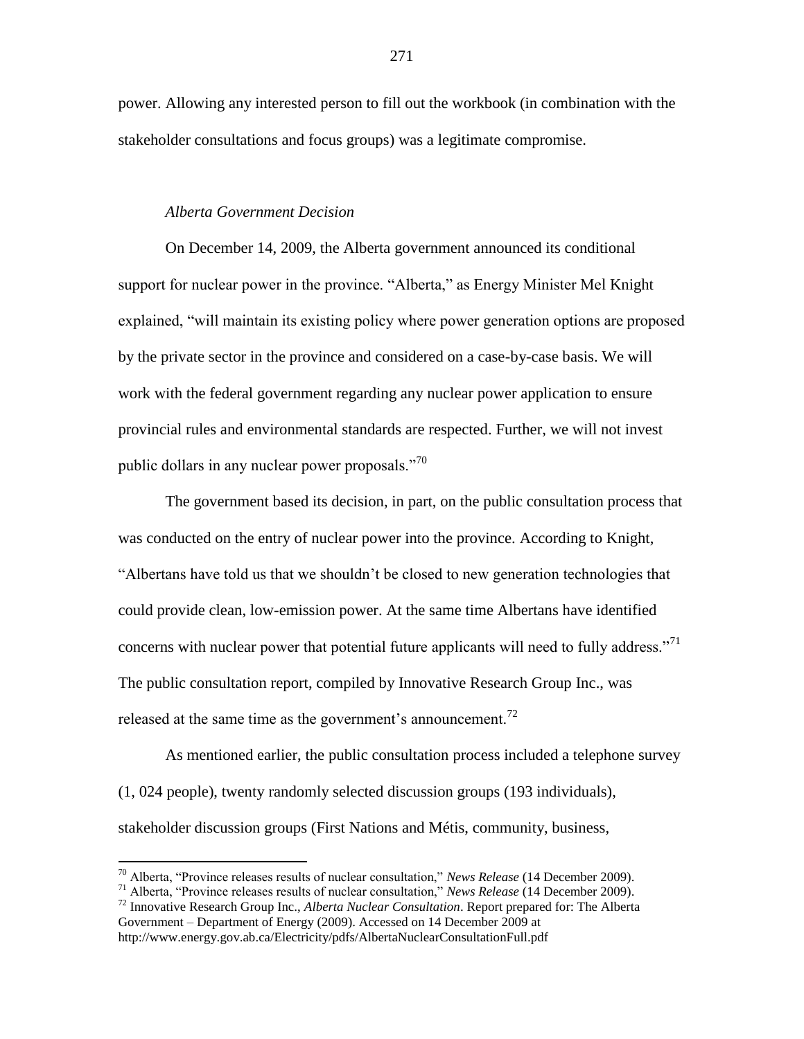power. Allowing any interested person to fill out the workbook (in combination with the stakeholder consultations and focus groups) was a legitimate compromise.

*Alberta Government Decision*

On December 14, 2009, the Alberta government announced its conditional support for nuclear power in the province. "Alberta," as Energy Minister Mel Knight explained, "will maintain its existing policy where power generation options are proposed by the private sector in the province and considered on a case-by-case basis. We will work with the federal government regarding any nuclear power application to ensure provincial rules and environmental standards are respected. Further, we will not invest public dollars in any nuclear power proposals."[70]

The government based its decision, in part, on the public consultation process that was conducted on the entry of nuclear power into the province. According to Knight, "Albertans have told us that we shouldn't be closed to new generation technologies that could provide clean, low-emission power. At the same time Albertans have identified concerns with nuclear power that potential future applicants will need to fully address."[71] The public consultation report, compiled by Innovative Research Group Inc., was released at the same time as the government's announcement.[72]

As mentioned earlier, the public consultation process included a telephone survey (1, 024 people), twenty randomly selected discussion groups (193 individuals), stakeholder discussion groups (First Nations and Métis, community, business,

---

[70] Alberta, "Province releases results of nuclear consultation," *News Release* (14 December 2009).

[71] Alberta, "Province releases results of nuclear consultation," *News Release* (14 December 2009).

[72] Innovative Research Group Inc., *Alberta Nuclear Consultation*. Report prepared for: The Alberta Government – Department of Energy (2009). Accessed on 14 December 2009 at http://www.energy.gov.ab.ca/Electricity/pdfs/AlbertaNuclearConsultationFull.pdf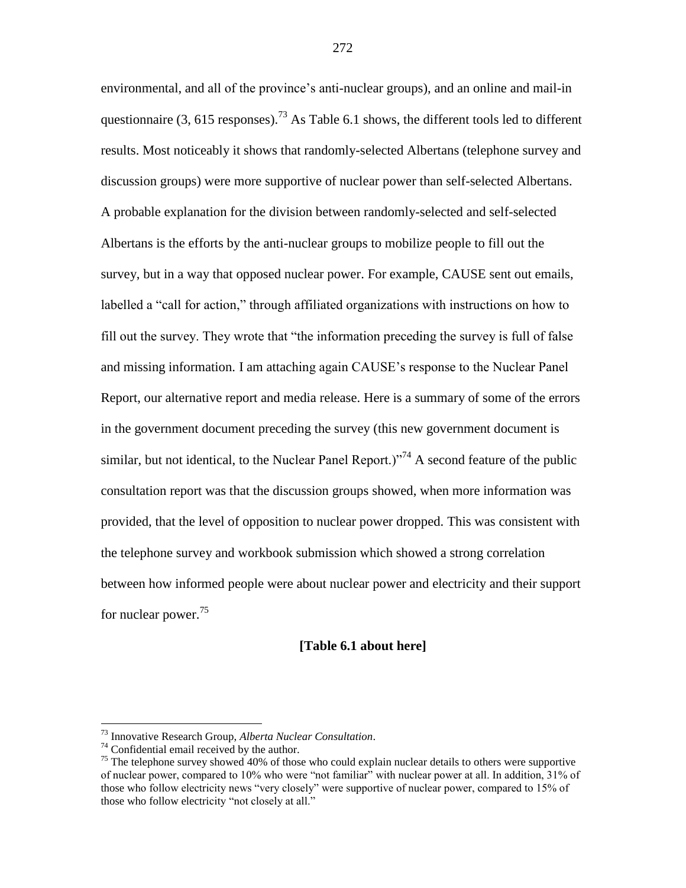environmental, and all of the province's anti-nuclear groups), and an online and mail-in questionnaire (3, 615 responses).[73] As Table 6.1 shows, the different tools led to different results. Most noticeably it shows that randomly-selected Albertans (telephone survey and discussion groups) were more supportive of nuclear power than self-selected Albertans. A probable explanation for the division between randomly-selected and self-selected Albertans is the efforts by the anti-nuclear groups to mobilize people to fill out the survey, but in a way that opposed nuclear power. For example, CAUSE sent out emails, labelled a "call for action," through affiliated organizations with instructions on how to fill out the survey. They wrote that "the information preceding the survey is full of false and missing information. I am attaching again CAUSE's response to the Nuclear Panel Report, our alternative report and media release. Here is a summary of some of the errors in the government document preceding the survey (this new government document is similar, but not identical, to the Nuclear Panel Report.)"[74] A second feature of the public consultation report was that the discussion groups showed, when more information was provided, that the level of opposition to nuclear power dropped. This was consistent with the telephone survey and workbook submission which showed a strong correlation between how informed people were about nuclear power and electricity and their support for nuclear power.[75]

**[Table 6.1 about here]**

---

[73] Innovative Research Group, *Alberta Nuclear Consultation*.

[74] Confidential email received by the author.

[75] The telephone survey showed 40% of those who could explain nuclear details to others were supportive of nuclear power, compared to 10% who were "not familiar" with nuclear power at all. In addition, 31% of those who follow electricity news "very closely" were supportive of nuclear power, compared to 15% of those who follow electricity "not closely at all."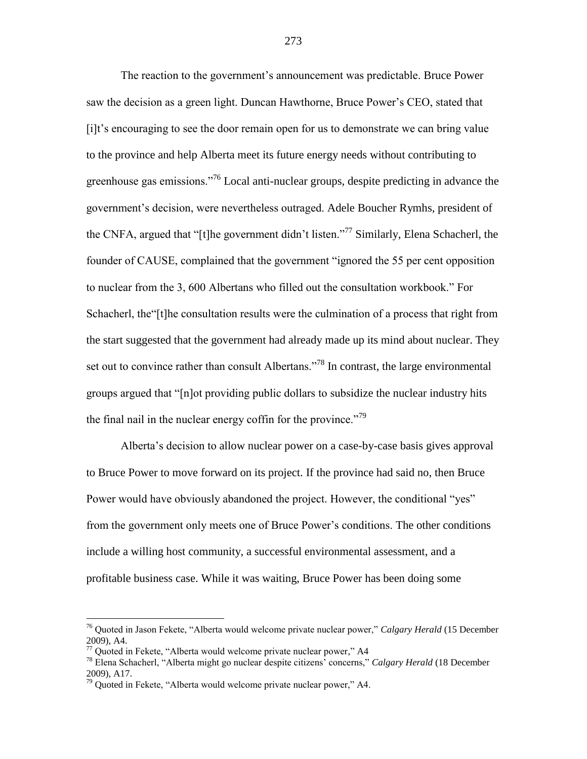The reaction to the government's announcement was predictable. Bruce Power saw the decision as a green light. Duncan Hawthorne, Bruce Power's CEO, stated that [i]t's encouraging to see the door remain open for us to demonstrate we can bring value to the province and help Alberta meet its future energy needs without contributing to greenhouse gas emissions."[76] Local anti-nuclear groups, despite predicting in advance the government's decision, were nevertheless outraged. Adele Boucher Rymhs, president of the CNFA, argued that "[t]he government didn't listen."[77] Similarly, Elena Schacherl, the founder of CAUSE, complained that the government "ignored the 55 per cent opposition to nuclear from the 3, 600 Albertans who filled out the consultation workbook." For Schacherl, the"[t]he consultation results were the culmination of a process that right from the start suggested that the government had already made up its mind about nuclear. They set out to convince rather than consult Albertans."[78] In contrast, the large environmental groups argued that "[n]ot providing public dollars to subsidize the nuclear industry hits the final nail in the nuclear energy coffin for the province."[79]

Alberta's decision to allow nuclear power on a case-by-case basis gives approval to Bruce Power to move forward on its project. If the province had said no, then Bruce Power would have obviously abandoned the project. However, the conditional "yes" from the government only meets one of Bruce Power's conditions. The other conditions include a willing host community, a successful environmental assessment, and a profitable business case. While it was waiting, Bruce Power has been doing some

---

[76] Quoted in Jason Fekete, "Alberta would welcome private nuclear power," *Calgary Herald* (15 December 2009), A4.

[77] Quoted in Fekete, "Alberta would welcome private nuclear power," A4

[78] Elena Schacherl, "Alberta might go nuclear despite citizens' concerns," *Calgary Herald* (18 December 2009), A17.

[79] Quoted in Fekete, "Alberta would welcome private nuclear power," A4.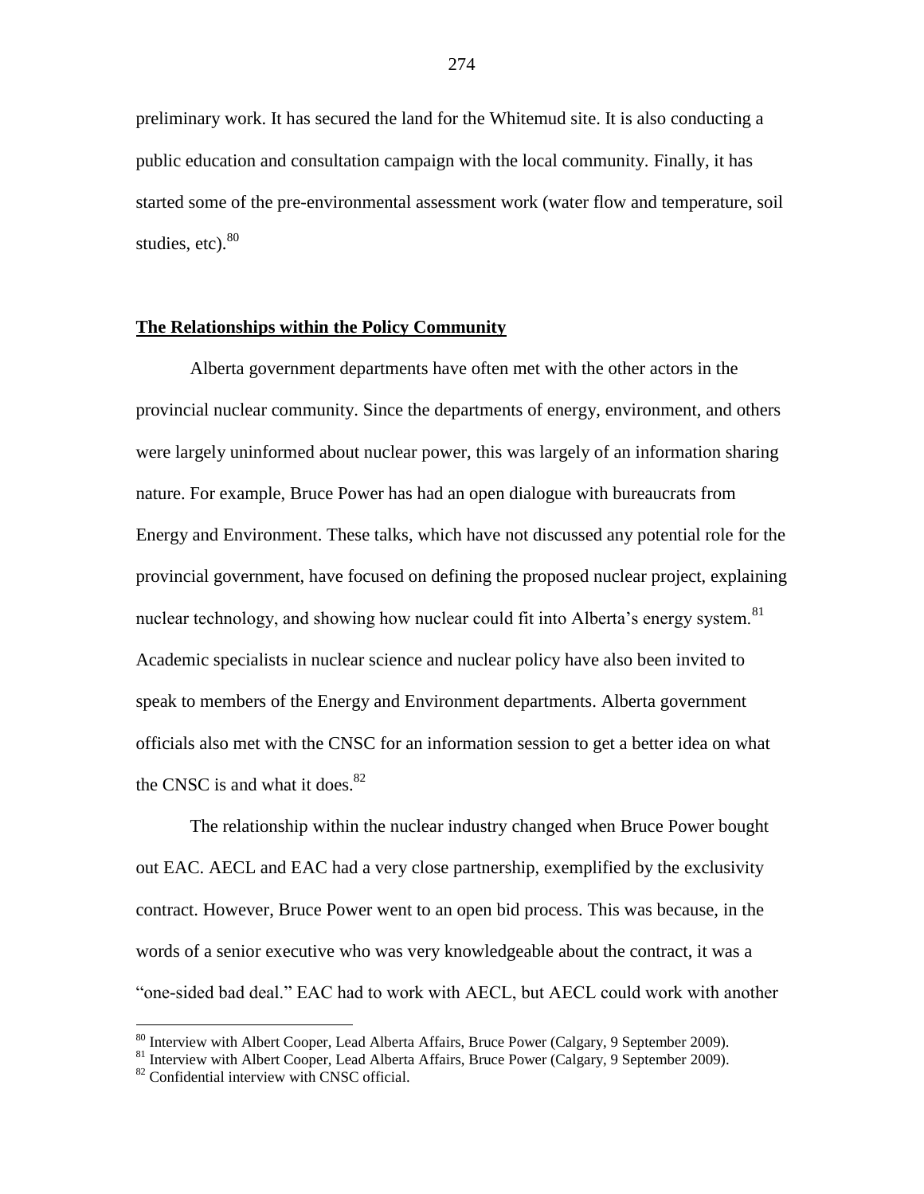preliminary work. It has secured the land for the Whitemud site. It is also conducting a public education and consultation campaign with the local community. Finally, it has started some of the pre-environmental assessment work (water flow and temperature, soil studies, etc).[80]

## The Relationships within the Policy Community

Alberta government departments have often met with the other actors in the provincial nuclear community. Since the departments of energy, environment, and others were largely uninformed about nuclear power, this was largely of an information sharing nature. For example, Bruce Power has had an open dialogue with bureaucrats from Energy and Environment. These talks, which have not discussed any potential role for the provincial government, have focused on defining the proposed nuclear project, explaining nuclear technology, and showing how nuclear could fit into Alberta's energy system.[81] Academic specialists in nuclear science and nuclear policy have also been invited to speak to members of the Energy and Environment departments. Alberta government officials also met with the CNSC for an information session to get a better idea on what the CNSC is and what it does.[82]

The relationship within the nuclear industry changed when Bruce Power bought out EAC. AECL and EAC had a very close partnership, exemplified by the exclusivity contract. However, Bruce Power went to an open bid process. This was because, in the words of a senior executive who was very knowledgeable about the contract, it was a "one-sided bad deal." EAC had to work with AECL, but AECL could work with another

---

[80] Interview with Albert Cooper, Lead Alberta Affairs, Bruce Power (Calgary, 9 September 2009).

[81] Interview with Albert Cooper, Lead Alberta Affairs, Bruce Power (Calgary, 9 September 2009).

[82] Confidential interview with CNSC official.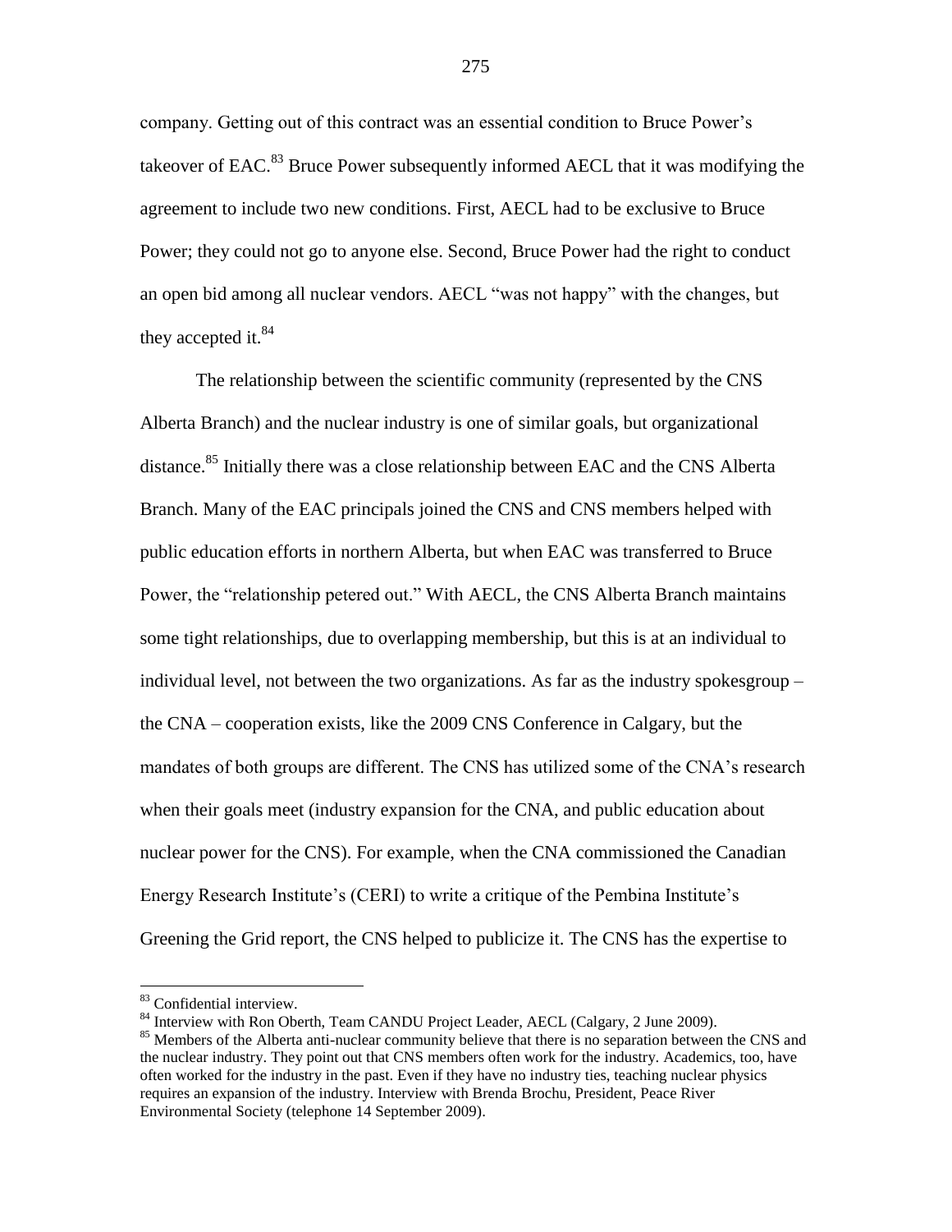company. Getting out of this contract was an essential condition to Bruce Power's takeover of EAC.[83] Bruce Power subsequently informed AECL that it was modifying the agreement to include two new conditions. First, AECL had to be exclusive to Bruce Power; they could not go to anyone else. Second, Bruce Power had the right to conduct an open bid among all nuclear vendors. AECL "was not happy" with the changes, but they accepted it.[84]

The relationship between the scientific community (represented by the CNS Alberta Branch) and the nuclear industry is one of similar goals, but organizational distance.[85] Initially there was a close relationship between EAC and the CNS Alberta Branch. Many of the EAC principals joined the CNS and CNS members helped with public education efforts in northern Alberta, but when EAC was transferred to Bruce Power, the "relationship petered out." With AECL, the CNS Alberta Branch maintains some tight relationships, due to overlapping membership, but this is at an individual to individual level, not between the two organizations. As far as the industry spokesgroup – the CNA – cooperation exists, like the 2009 CNS Conference in Calgary, but the mandates of both groups are different. The CNS has utilized some of the CNA's research when their goals meet (industry expansion for the CNA, and public education about nuclear power for the CNS). For example, when the CNA commissioned the Canadian Energy Research Institute's (CERI) to write a critique of the Pembina Institute's Greening the Grid report, the CNS helped to publicize it. The CNS has the expertise to

---

[83] Confidential interview.

[84] Interview with Ron Oberth, Team CANDU Project Leader, AECL (Calgary, 2 June 2009).

[85] Members of the Alberta anti-nuclear community believe that there is no separation between the CNS and the nuclear industry. They point out that CNS members often work for the industry. Academics, too, have often worked for the industry in the past. Even if they have no industry ties, teaching nuclear physics requires an expansion of the industry. Interview with Brenda Brochu, President, Peace River Environmental Society (telephone 14 September 2009).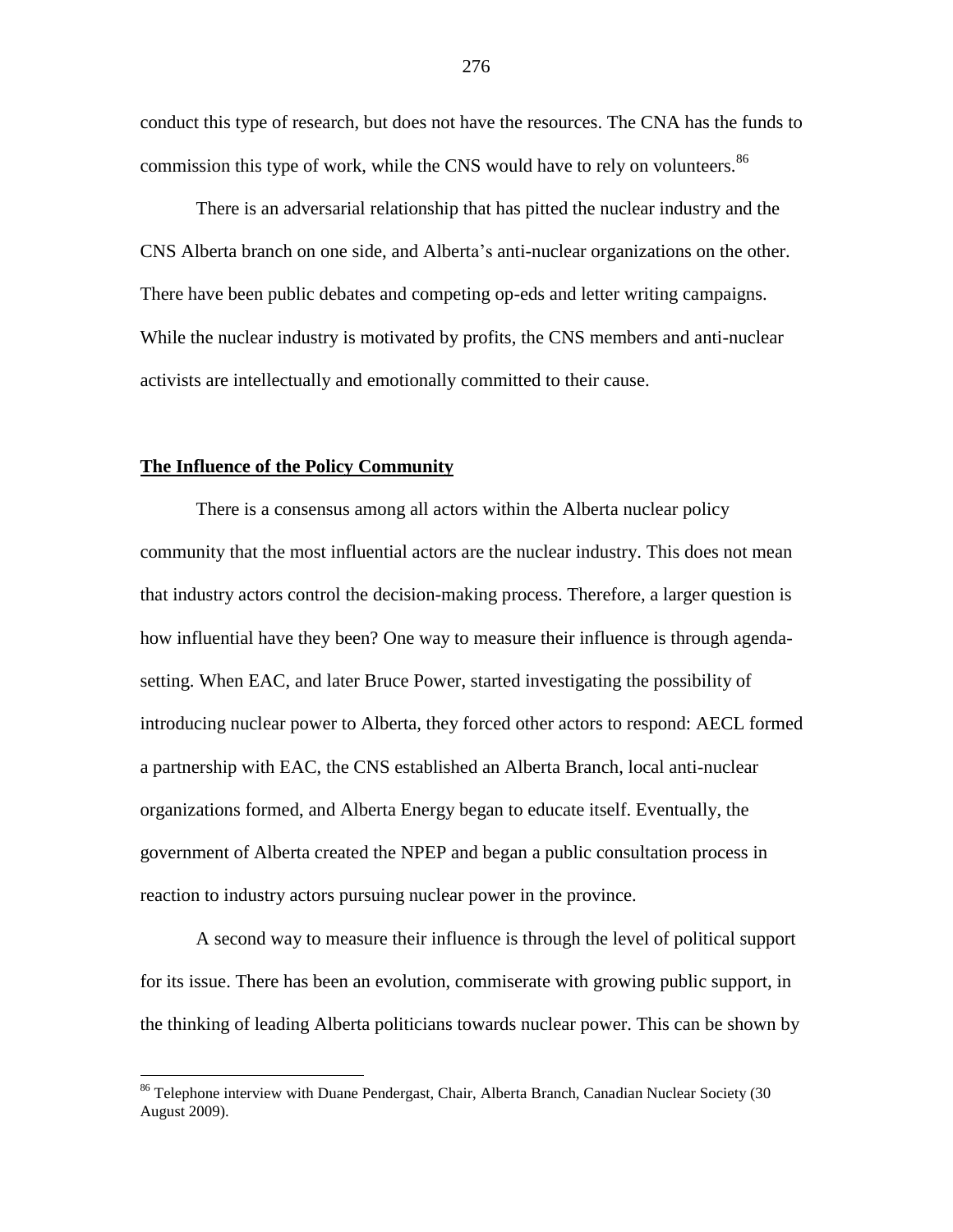conduct this type of research, but does not have the resources. The CNA has the funds to commission this type of work, while the CNS would have to rely on volunteers.[86]

There is an adversarial relationship that has pitted the nuclear industry and the CNS Alberta branch on one side, and Alberta's anti-nuclear organizations on the other. There have been public debates and competing op-eds and letter writing campaigns. While the nuclear industry is motivated by profits, the CNS members and anti-nuclear activists are intellectually and emotionally committed to their cause.

**The Influence of the Policy Community**

There is a consensus among all actors within the Alberta nuclear policy community that the most influential actors are the nuclear industry. This does not mean that industry actors control the decision-making process. Therefore, a larger question is how influential have they been? One way to measure their influence is through agenda-setting. When EAC, and later Bruce Power, started investigating the possibility of introducing nuclear power to Alberta, they forced other actors to respond: AECL formed a partnership with EAC, the CNS established an Alberta Branch, local anti-nuclear organizations formed, and Alberta Energy began to educate itself. Eventually, the government of Alberta created the NPEP and began a public consultation process in reaction to industry actors pursuing nuclear power in the province.

A second way to measure their influence is through the level of political support for its issue. There has been an evolution, commiserate with growing public support, in the thinking of leading Alberta politicians towards nuclear power. This can be shown by

---

[86] Telephone interview with Duane Pendergast, Chair, Alberta Branch, Canadian Nuclear Society (30 August 2009).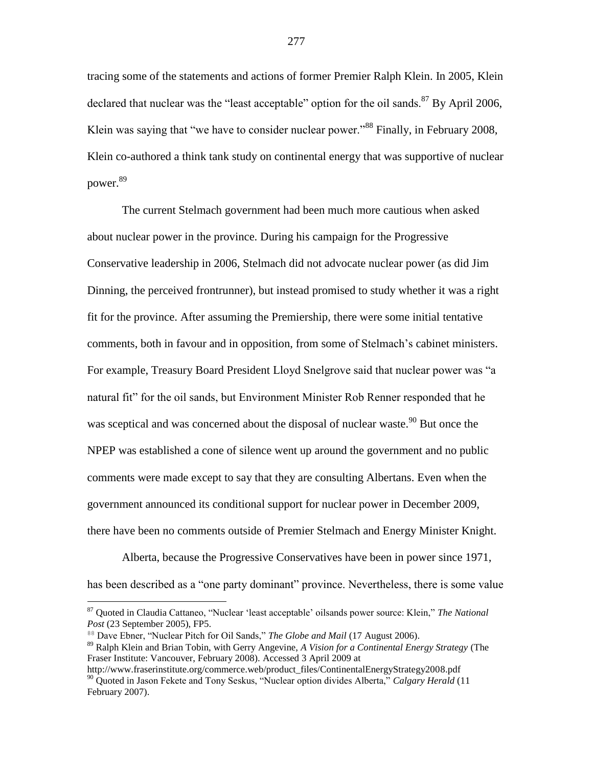tracing some of the statements and actions of former Premier Ralph Klein. In 2005, Klein declared that nuclear was the "least acceptable" option for the oil sands.[87] By April 2006, Klein was saying that "we have to consider nuclear power."[88] Finally, in February 2008, Klein co-authored a think tank study on continental energy that was supportive of nuclear power.[89]

The current Stelmach government had been much more cautious when asked about nuclear power in the province. During his campaign for the Progressive Conservative leadership in 2006, Stelmach did not advocate nuclear power (as did Jim Dinning, the perceived frontrunner), but instead promised to study whether it was a right fit for the province. After assuming the Premiership, there were some initial tentative comments, both in favour and in opposition, from some of Stelmach's cabinet ministers. For example, Treasury Board President Lloyd Snelgrove said that nuclear power was "a natural fit" for the oil sands, but Environment Minister Rob Renner responded that he was sceptical and was concerned about the disposal of nuclear waste.[90] But once the NPEP was established a cone of silence went up around the government and no public comments were made except to say that they are consulting Albertans. Even when the government announced its conditional support for nuclear power in December 2009, there have been no comments outside of Premier Stelmach and Energy Minister Knight.

Alberta, because the Progressive Conservatives have been in power since 1971, has been described as a "one party dominant" province. Nevertheless, there is some value

---

[87] Quoted in Claudia Cattaneo, "Nuclear 'least acceptable' oilsands power source: Klein," *The National Post* (23 September 2005), FP5.

[88] Dave Ebner, "Nuclear Pitch for Oil Sands," *The Globe and Mail* (17 August 2006).

[89] Ralph Klein and Brian Tobin, with Gerry Angevine, *A Vision for a Continental Energy Strategy* (The Fraser Institute: Vancouver, February 2008). Accessed 3 April 2009 at http://www.fraserinstitute.org/commerce.web/product_files/ContinentalEnergyStrategy2008.pdf

[90] Quoted in Jason Fekete and Tony Seskus, "Nuclear option divides Alberta," *Calgary Herald* (11 February 2007).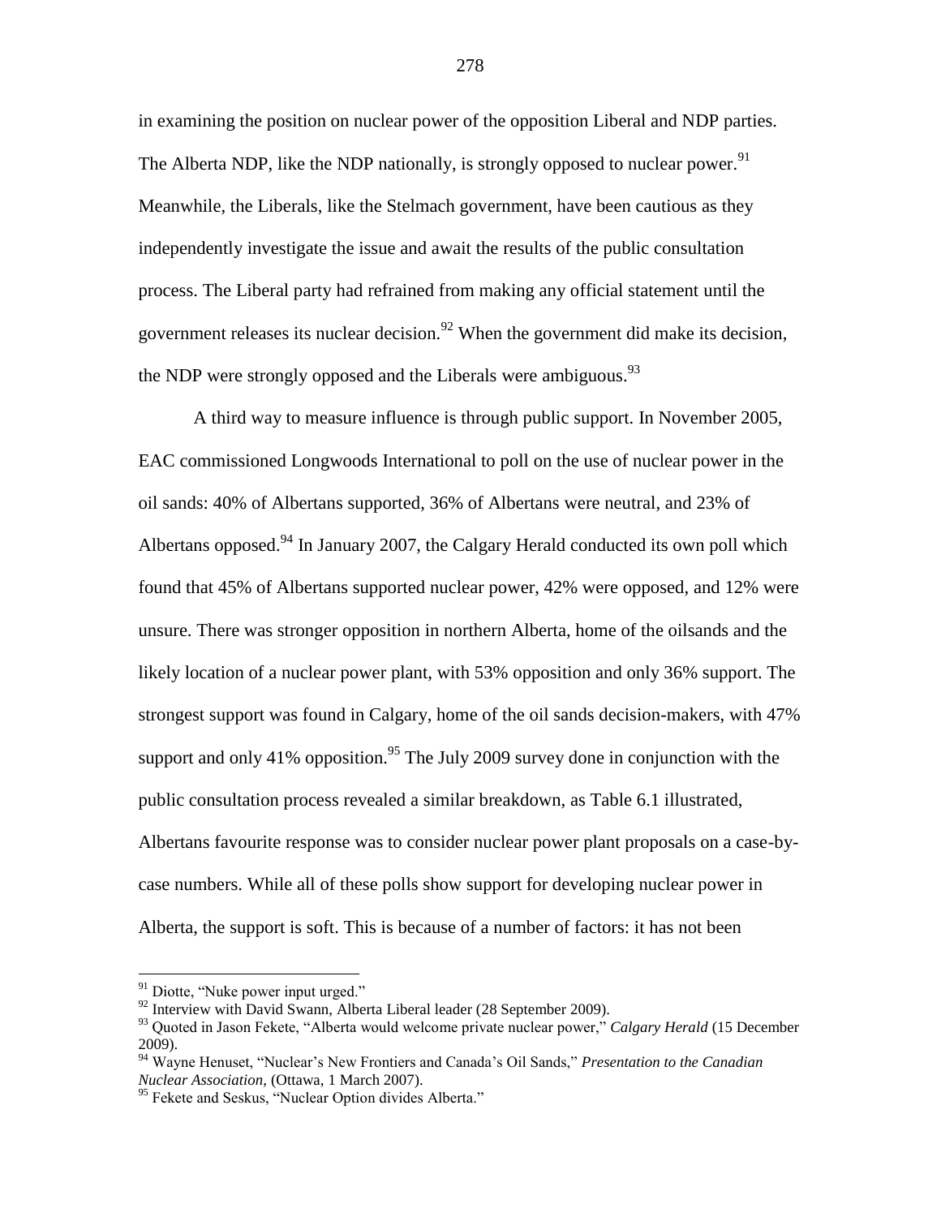in examining the position on nuclear power of the opposition Liberal and NDP parties. The Alberta NDP, like the NDP nationally, is strongly opposed to nuclear power.[91] Meanwhile, the Liberals, like the Stelmach government, have been cautious as they independently investigate the issue and await the results of the public consultation process. The Liberal party had refrained from making any official statement until the government releases its nuclear decision.[92] When the government did make its decision, the NDP were strongly opposed and the Liberals were ambiguous.[93]

A third way to measure influence is through public support. In November 2005, EAC commissioned Longwoods International to poll on the use of nuclear power in the oil sands: 40% of Albertans supported, 36% of Albertans were neutral, and 23% of Albertans opposed.[94] In January 2007, the Calgary Herald conducted its own poll which found that 45% of Albertans supported nuclear power, 42% were opposed, and 12% were unsure. There was stronger opposition in northern Alberta, home of the oilsands and the likely location of a nuclear power plant, with 53% opposition and only 36% support. The strongest support was found in Calgary, home of the oil sands decision-makers, with 47% support and only 41% opposition.[95] The July 2009 survey done in conjunction with the public consultation process revealed a similar breakdown, as Table 6.1 illustrated, Albertans favourite response was to consider nuclear power plant proposals on a case-by-case numbers. While all of these polls show support for developing nuclear power in Alberta, the support is soft. This is because of a number of factors: it has not been

---

[91] Diotte, "Nuke power input urged."

[92] Interview with David Swann, Alberta Liberal leader (28 September 2009).

[93] Quoted in Jason Fekete, "Alberta would welcome private nuclear power," *Calgary Herald* (15 December 2009).

[94] Wayne Henuset, "Nuclear's New Frontiers and Canada's Oil Sands," *Presentation to the Canadian Nuclear Association,* (Ottawa, 1 March 2007).

[95] Fekete and Seskus, "Nuclear Option divides Alberta."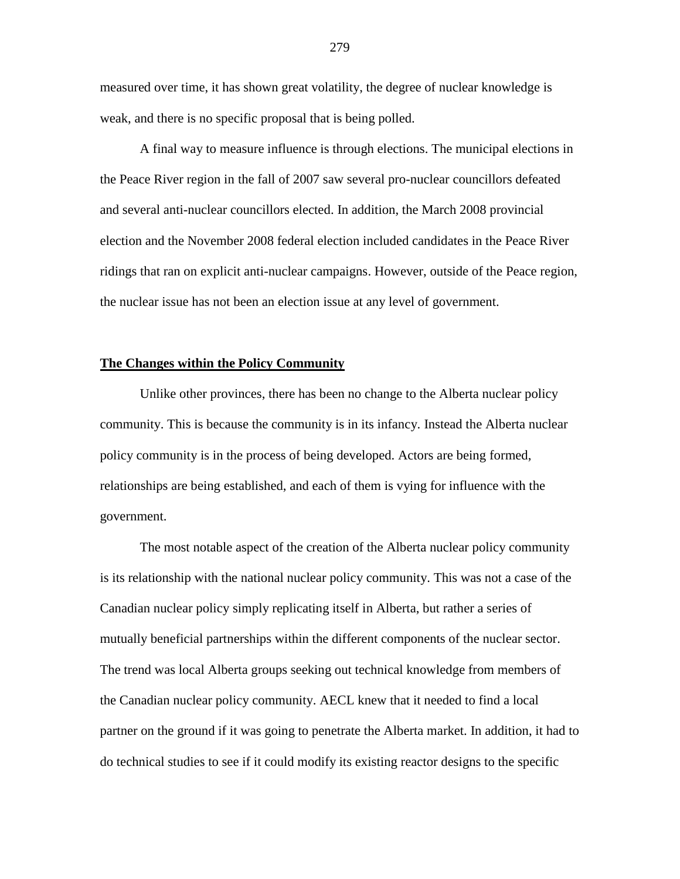measured over time, it has shown great volatility, the degree of nuclear knowledge is weak, and there is no specific proposal that is being polled.

A final way to measure influence is through elections. The municipal elections in the Peace River region in the fall of 2007 saw several pro-nuclear councillors defeated and several anti-nuclear councillors elected. In addition, the March 2008 provincial election and the November 2008 federal election included candidates in the Peace River ridings that ran on explicit anti-nuclear campaigns. However, outside of the Peace region, the nuclear issue has not been an election issue at any level of government.

## **The Changes within the Policy Community**

Unlike other provinces, there has been no change to the Alberta nuclear policy community. This is because the community is in its infancy. Instead the Alberta nuclear policy community is in the process of being developed. Actors are being formed, relationships are being established, and each of them is vying for influence with the government.

The most notable aspect of the creation of the Alberta nuclear policy community is its relationship with the national nuclear policy community. This was not a case of the Canadian nuclear policy simply replicating itself in Alberta, but rather a series of mutually beneficial partnerships within the different components of the nuclear sector. The trend was local Alberta groups seeking out technical knowledge from members of the Canadian nuclear policy community. AECL knew that it needed to find a local partner on the ground if it was going to penetrate the Alberta market. In addition, it had to do technical studies to see if it could modify its existing reactor designs to the specific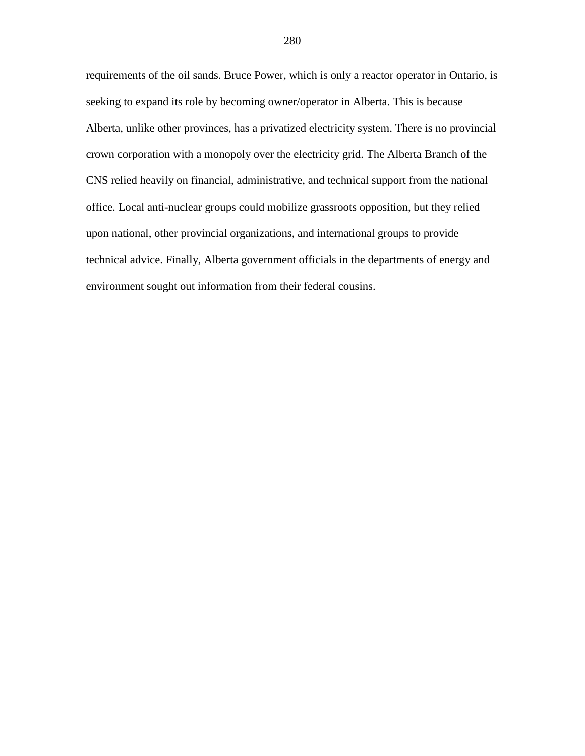requirements of the oil sands. Bruce Power, which is only a reactor operator in Ontario, is seeking to expand its role by becoming owner/operator in Alberta. This is because Alberta, unlike other provinces, has a privatized electricity system. There is no provincial crown corporation with a monopoly over the electricity grid. The Alberta Branch of the CNS relied heavily on financial, administrative, and technical support from the national office. Local anti-nuclear groups could mobilize grassroots opposition, but they relied upon national, other provincial organizations, and international groups to provide technical advice. Finally, Alberta government officials in the departments of energy and environment sought out information from their federal cousins.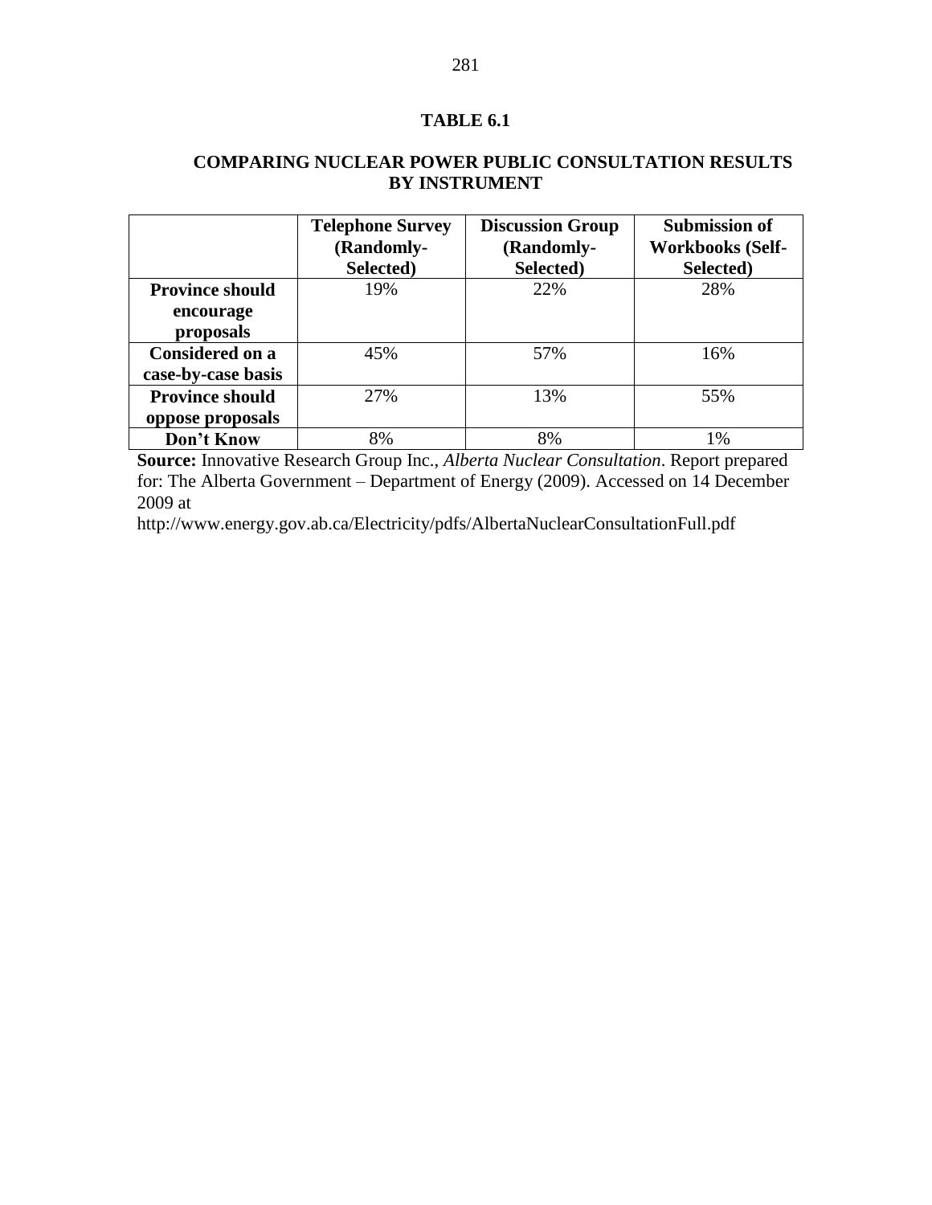**TABLE 6.1**

**COMPARING NUCLEAR POWER PUBLIC CONSULTATION RESULTS BY INSTRUMENT**

| | Telephone Survey (Randomly-Selected) | Discussion Group (Randomly-Selected) | Submission of Workbooks (Self-Selected) |
|---|---|---|---|
| **Province should encourage proposals** | 19% | 22% | 28% |
| **Considered on a case-by-case basis** | 45% | 57% | 16% |
| **Province should oppose proposals** | 27% | 13% | 55% |
| **Don't Know** | 8% | 8% | 1% |

**Source:** Innovative Research Group Inc., *Alberta Nuclear Consultation*. Report prepared for: The Alberta Government – Department of Energy (2009). Accessed on 14 December 2009 at http://www.energy.gov.ab.ca/Electricity/pdfs/AlbertaNuclearConsultationFull.pdf